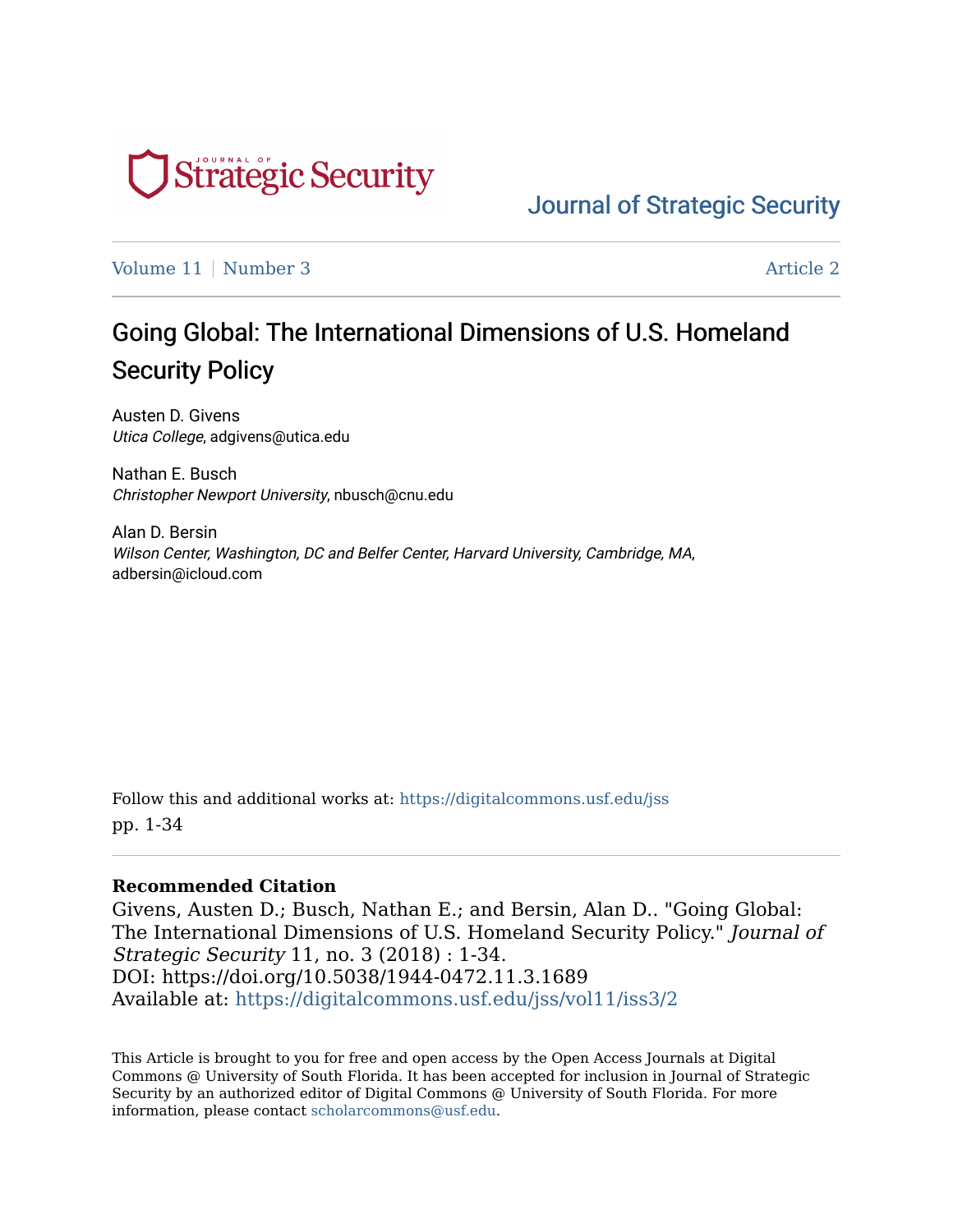Journal of Strategic Security

Volume 11 | Number 3 Article 2

# Going Global: The International Dimensions of U.S. Homeland Security Policy

Austen D. Givens
*Utica College*, adgivens@utica.edu

Nathan E. Busch
*Christopher Newport University*, nbusch@cnu.edu

Alan D. Bersin
*Wilson Center, Washington, DC and Belfer Center, Harvard University, Cambridge, MA*, adbersin@icloud.com

Follow this and additional works at: https://digitalcommons.usf.edu/jss
pp. 1-34

**Recommended Citation**
Givens, Austen D.; Busch, Nathan E.; and Bersin, Alan D.. "Going Global: The International Dimensions of U.S. Homeland Security Policy." *Journal of Strategic Security* 11, no. 3 (2018) : 1-34.
DOI: https://doi.org/10.5038/1944-0472.11.3.1689
Available at: https://digitalcommons.usf.edu/jss/vol11/iss3/2

This Article is brought to you for free and open access by the Open Access Journals at Digital Commons @ University of South Florida. It has been accepted for inclusion in Journal of Strategic Security by an authorized editor of Digital Commons @ University of South Florida. For more information, please contact scholarcommons@usf.edu.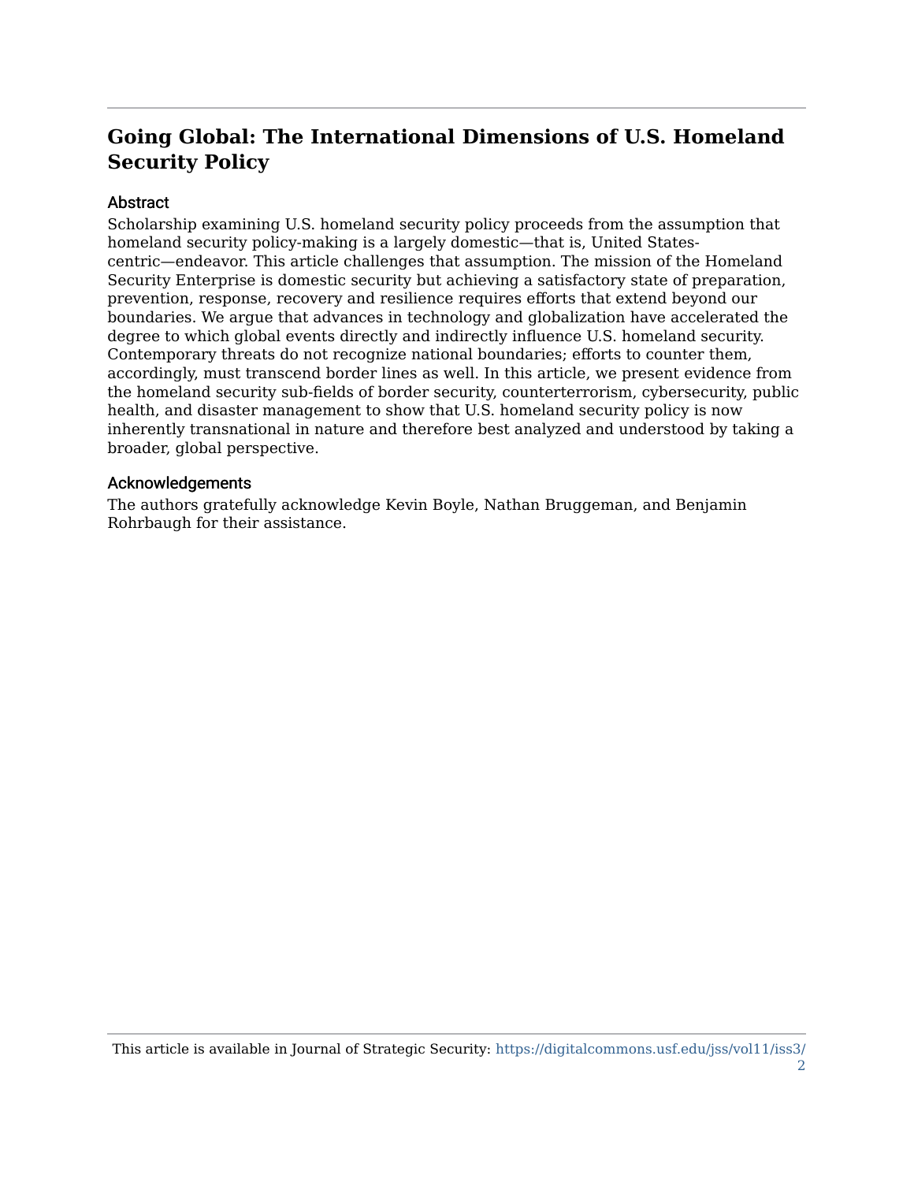# Going Global: The International Dimensions of U.S. Homeland Security Policy

## Abstract

Scholarship examining U.S. homeland security policy proceeds from the assumption that homeland security policy-making is a largely domestic—that is, United States-centric—endeavor. This article challenges that assumption. The mission of the Homeland Security Enterprise is domestic security but achieving a satisfactory state of preparation, prevention, response, recovery and resilience requires efforts that extend beyond our boundaries. We argue that advances in technology and globalization have accelerated the degree to which global events directly and indirectly influence U.S. homeland security. Contemporary threats do not recognize national boundaries; efforts to counter them, accordingly, must transcend border lines as well. In this article, we present evidence from the homeland security sub-fields of border security, counterterrorism, cybersecurity, public health, and disaster management to show that U.S. homeland security policy is now inherently transnational in nature and therefore best analyzed and understood by taking a broader, global perspective.

## Acknowledgements

The authors gratefully acknowledge Kevin Boyle, Nathan Bruggeman, and Benjamin Rohrbaugh for their assistance.

This article is available in Journal of Strategic Security: https://digitalcommons.usf.edu/jss/vol11/iss3/2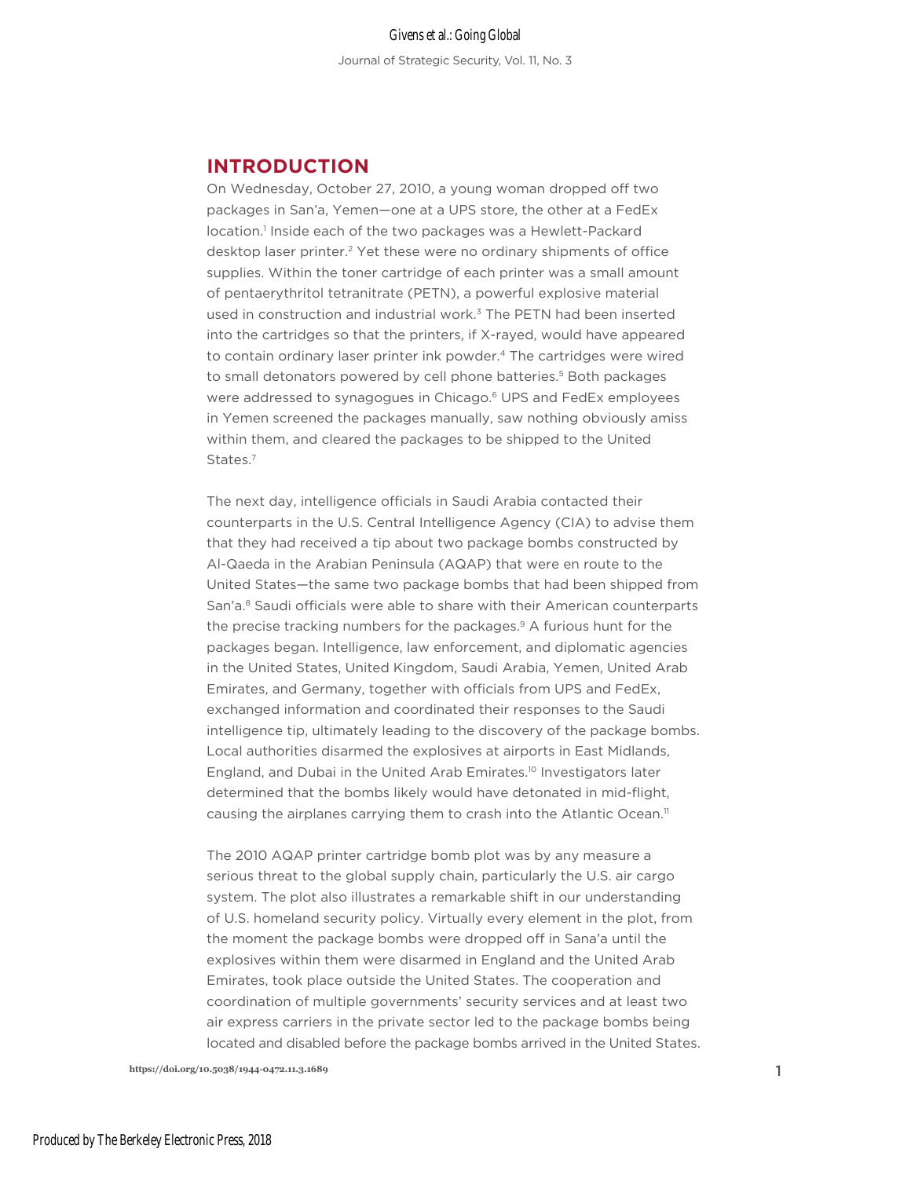## INTRODUCTION

On Wednesday, October 27, 2010, a young woman dropped off two packages in San'a, Yemen—one at a UPS store, the other at a FedEx location.[1] Inside each of the two packages was a Hewlett-Packard desktop laser printer.[2] Yet these were no ordinary shipments of office supplies. Within the toner cartridge of each printer was a small amount of pentaerythritol tetranitrate (PETN), a powerful explosive material used in construction and industrial work.[3] The PETN had been inserted into the cartridges so that the printers, if X-rayed, would have appeared to contain ordinary laser printer ink powder.[4] The cartridges were wired to small detonators powered by cell phone batteries.[5] Both packages were addressed to synagogues in Chicago.[6] UPS and FedEx employees in Yemen screened the packages manually, saw nothing obviously amiss within them, and cleared the packages to be shipped to the United States.[7]

The next day, intelligence officials in Saudi Arabia contacted their counterparts in the U.S. Central Intelligence Agency (CIA) to advise them that they had received a tip about two package bombs constructed by Al-Qaeda in the Arabian Peninsula (AQAP) that were en route to the United States—the same two package bombs that had been shipped from San'a.[8] Saudi officials were able to share with their American counterparts the precise tracking numbers for the packages.[9] A furious hunt for the packages began. Intelligence, law enforcement, and diplomatic agencies in the United States, United Kingdom, Saudi Arabia, Yemen, United Arab Emirates, and Germany, together with officials from UPS and FedEx, exchanged information and coordinated their responses to the Saudi intelligence tip, ultimately leading to the discovery of the package bombs. Local authorities disarmed the explosives at airports in East Midlands, England, and Dubai in the United Arab Emirates.[10] Investigators later determined that the bombs likely would have detonated in mid-flight, causing the airplanes carrying them to crash into the Atlantic Ocean.[11]

The 2010 AQAP printer cartridge bomb plot was by any measure a serious threat to the global supply chain, particularly the U.S. air cargo system. The plot also illustrates a remarkable shift in our understanding of U.S. homeland security policy. Virtually every element in the plot, from the moment the package bombs were dropped off in Sana'a until the explosives within them were disarmed in England and the United Arab Emirates, took place outside the United States. The cooperation and coordination of multiple governments' security services and at least two air express carriers in the private sector led to the package bombs being located and disabled before the package bombs arrived in the United States.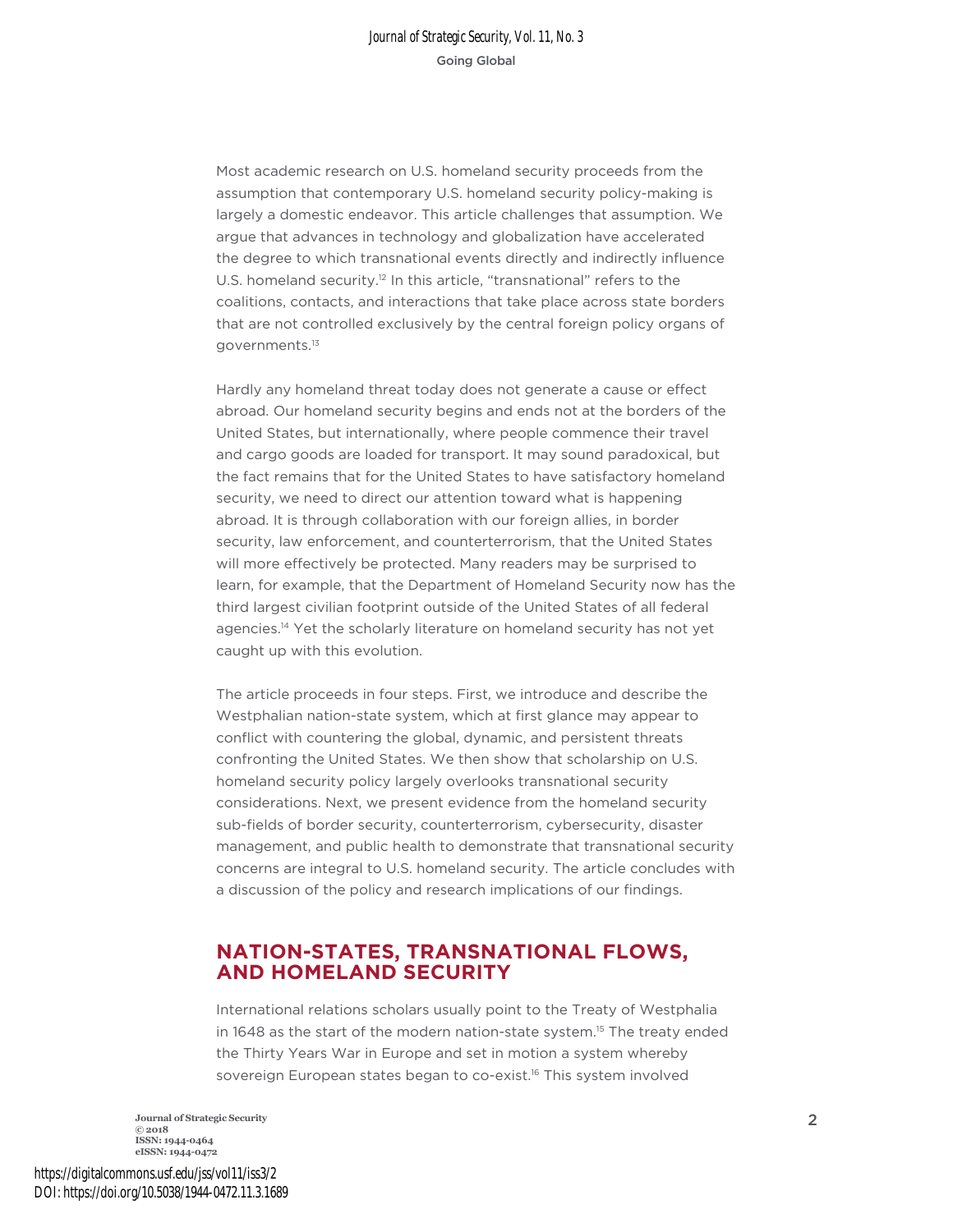Most academic research on U.S. homeland security proceeds from the assumption that contemporary U.S. homeland security policy-making is largely a domestic endeavor. This article challenges that assumption. We argue that advances in technology and globalization have accelerated the degree to which transnational events directly and indirectly influence U.S. homeland security.[12] In this article, "transnational" refers to the coalitions, contacts, and interactions that take place across state borders that are not controlled exclusively by the central foreign policy organs of governments.[13]

Hardly any homeland threat today does not generate a cause or effect abroad. Our homeland security begins and ends not at the borders of the United States, but internationally, where people commence their travel and cargo goods are loaded for transport. It may sound paradoxical, but the fact remains that for the United States to have satisfactory homeland security, we need to direct our attention toward what is happening abroad. It is through collaboration with our foreign allies, in border security, law enforcement, and counterterrorism, that the United States will more effectively be protected. Many readers may be surprised to learn, for example, that the Department of Homeland Security now has the third largest civilian footprint outside of the United States of all federal agencies.[14] Yet the scholarly literature on homeland security has not yet caught up with this evolution.

The article proceeds in four steps. First, we introduce and describe the Westphalian nation-state system, which at first glance may appear to conflict with countering the global, dynamic, and persistent threats confronting the United States. We then show that scholarship on U.S. homeland security policy largely overlooks transnational security considerations. Next, we present evidence from the homeland security sub-fields of border security, counterterrorism, cybersecurity, disaster management, and public health to demonstrate that transnational security concerns are integral to U.S. homeland security. The article concludes with a discussion of the policy and research implications of our findings.

## NATION-STATES, TRANSNATIONAL FLOWS, AND HOMELAND SECURITY

International relations scholars usually point to the Treaty of Westphalia in 1648 as the start of the modern nation-state system.[15] The treaty ended the Thirty Years War in Europe and set in motion a system whereby sovereign European states began to co-exist.[16] This system involved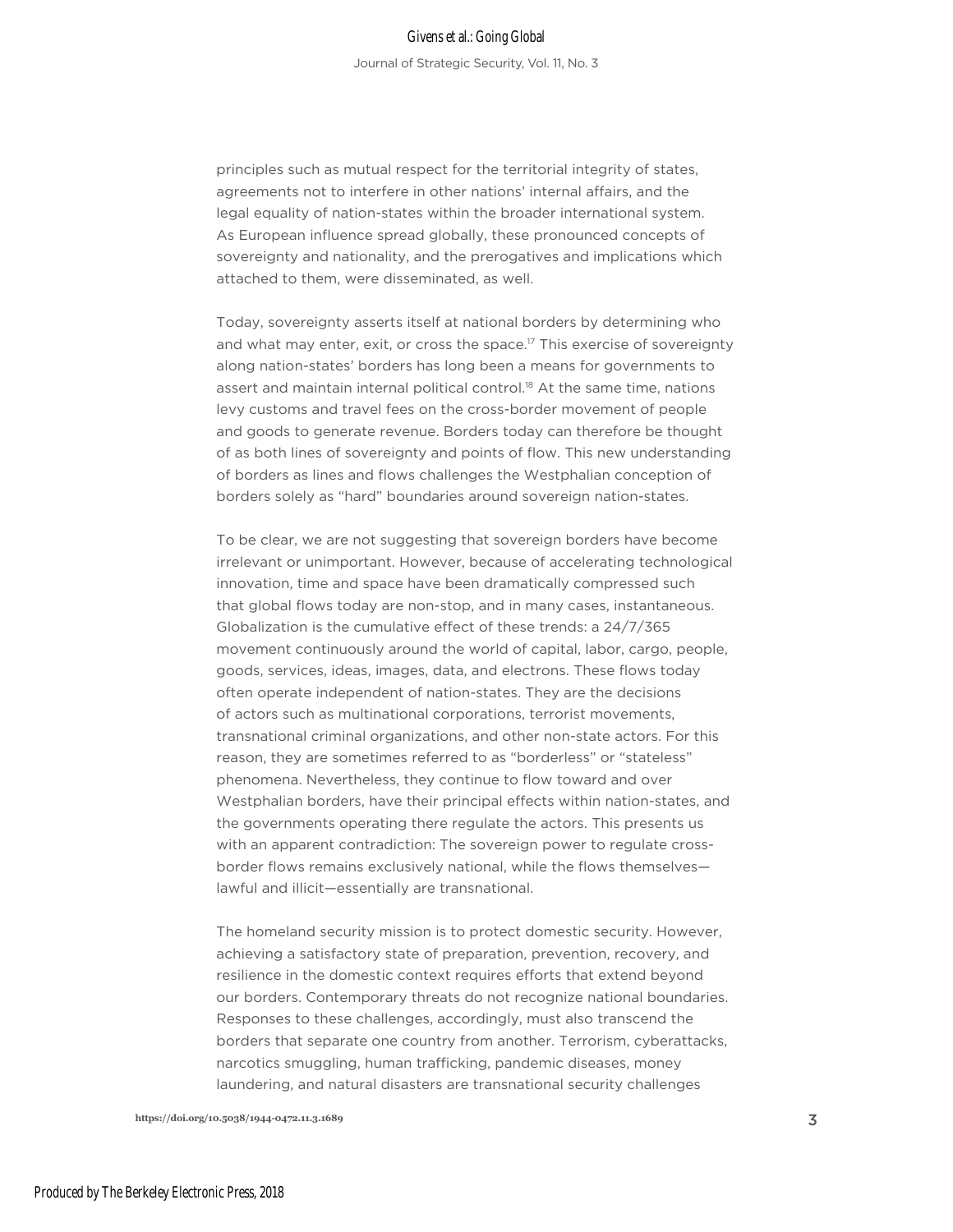principles such as mutual respect for the territorial integrity of states, agreements not to interfere in other nations' internal affairs, and the legal equality of nation-states within the broader international system. As European influence spread globally, these pronounced concepts of sovereignty and nationality, and the prerogatives and implications which attached to them, were disseminated, as well.

Today, sovereignty asserts itself at national borders by determining who and what may enter, exit, or cross the space.[17] This exercise of sovereignty along nation-states' borders has long been a means for governments to assert and maintain internal political control.[18] At the same time, nations levy customs and travel fees on the cross-border movement of people and goods to generate revenue. Borders today can therefore be thought of as both lines of sovereignty and points of flow. This new understanding of borders as lines and flows challenges the Westphalian conception of borders solely as "hard" boundaries around sovereign nation-states.

To be clear, we are not suggesting that sovereign borders have become irrelevant or unimportant. However, because of accelerating technological innovation, time and space have been dramatically compressed such that global flows today are non-stop, and in many cases, instantaneous. Globalization is the cumulative effect of these trends: a 24/7/365 movement continuously around the world of capital, labor, cargo, people, goods, services, ideas, images, data, and electrons. These flows today often operate independent of nation-states. They are the decisions of actors such as multinational corporations, terrorist movements, transnational criminal organizations, and other non-state actors. For this reason, they are sometimes referred to as "borderless" or "stateless" phenomena. Nevertheless, they continue to flow toward and over Westphalian borders, have their principal effects within nation-states, and the governments operating there regulate the actors. This presents us with an apparent contradiction: The sovereign power to regulate cross-border flows remains exclusively national, while the flows themselves—lawful and illicit—essentially are transnational.

The homeland security mission is to protect domestic security. However, achieving a satisfactory state of preparation, prevention, recovery, and resilience in the domestic context requires efforts that extend beyond our borders. Contemporary threats do not recognize national boundaries. Responses to these challenges, accordingly, must also transcend the borders that separate one country from another. Terrorism, cyberattacks, narcotics smuggling, human trafficking, pandemic diseases, money laundering, and natural disasters are transnational security challenges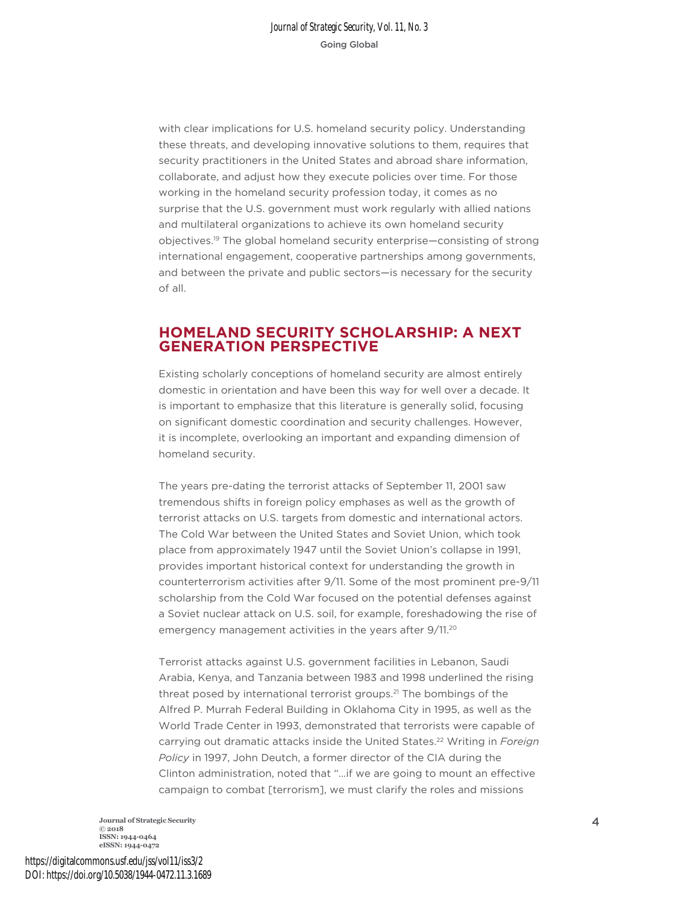with clear implications for U.S. homeland security policy. Understanding these threats, and developing innovative solutions to them, requires that security practitioners in the United States and abroad share information, collaborate, and adjust how they execute policies over time. For those working in the homeland security profession today, it comes as no surprise that the U.S. government must work regularly with allied nations and multilateral organizations to achieve its own homeland security objectives.[19] The global homeland security enterprise—consisting of strong international engagement, cooperative partnerships among governments, and between the private and public sectors—is necessary for the security of all.

## HOMELAND SECURITY SCHOLARSHIP: A NEXT GENERATION PERSPECTIVE

Existing scholarly conceptions of homeland security are almost entirely domestic in orientation and have been this way for well over a decade. It is important to emphasize that this literature is generally solid, focusing on significant domestic coordination and security challenges. However, it is incomplete, overlooking an important and expanding dimension of homeland security.

The years pre-dating the terrorist attacks of September 11, 2001 saw tremendous shifts in foreign policy emphases as well as the growth of terrorist attacks on U.S. targets from domestic and international actors. The Cold War between the United States and Soviet Union, which took place from approximately 1947 until the Soviet Union's collapse in 1991, provides important historical context for understanding the growth in counterterrorism activities after 9/11. Some of the most prominent pre-9/11 scholarship from the Cold War focused on the potential defenses against a Soviet nuclear attack on U.S. soil, for example, foreshadowing the rise of emergency management activities in the years after 9/11.[20]

Terrorist attacks against U.S. government facilities in Lebanon, Saudi Arabia, Kenya, and Tanzania between 1983 and 1998 underlined the rising threat posed by international terrorist groups.[21] The bombings of the Alfred P. Murrah Federal Building in Oklahoma City in 1995, as well as the World Trade Center in 1993, demonstrated that terrorists were capable of carrying out dramatic attacks inside the United States.[22] Writing in *Foreign Policy* in 1997, John Deutch, a former director of the CIA during the Clinton administration, noted that "...if we are going to mount an effective campaign to combat [terrorism], we must clarify the roles and missions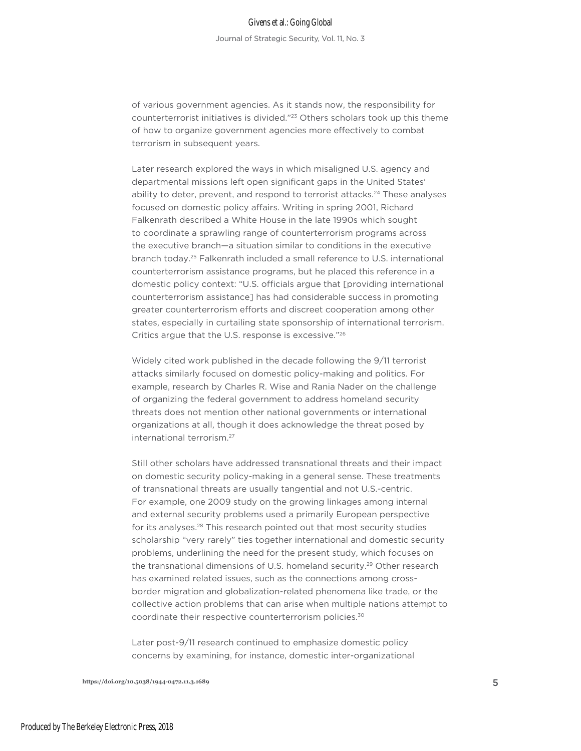of various government agencies. As it stands now, the responsibility for counterterrorist initiatives is divided."[23] Others scholars took up this theme of how to organize government agencies more effectively to combat terrorism in subsequent years.

Later research explored the ways in which misaligned U.S. agency and departmental missions left open significant gaps in the United States' ability to deter, prevent, and respond to terrorist attacks.[24] These analyses focused on domestic policy affairs. Writing in spring 2001, Richard Falkenrath described a White House in the late 1990s which sought to coordinate a sprawling range of counterterrorism programs across the executive branch—a situation similar to conditions in the executive branch today.[25] Falkenrath included a small reference to U.S. international counterterrorism assistance programs, but he placed this reference in a domestic policy context: "U.S. officials argue that [providing international counterterrorism assistance] has had considerable success in promoting greater counterterrorism efforts and discreet cooperation among other states, especially in curtailing state sponsorship of international terrorism. Critics argue that the U.S. response is excessive."[26]

Widely cited work published in the decade following the 9/11 terrorist attacks similarly focused on domestic policy-making and politics. For example, research by Charles R. Wise and Rania Nader on the challenge of organizing the federal government to address homeland security threats does not mention other national governments or international organizations at all, though it does acknowledge the threat posed by international terrorism.[27]

Still other scholars have addressed transnational threats and their impact on domestic security policy-making in a general sense. These treatments of transnational threats are usually tangential and not U.S.-centric. For example, one 2009 study on the growing linkages among internal and external security problems used a primarily European perspective for its analyses.[28] This research pointed out that most security studies scholarship "very rarely" ties together international and domestic security problems, underlining the need for the present study, which focuses on the transnational dimensions of U.S. homeland security.[29] Other research has examined related issues, such as the connections among cross-border migration and globalization-related phenomena like trade, or the collective action problems that can arise when multiple nations attempt to coordinate their respective counterterrorism policies.[30]

Later post-9/11 research continued to emphasize domestic policy concerns by examining, for instance, domestic inter-organizational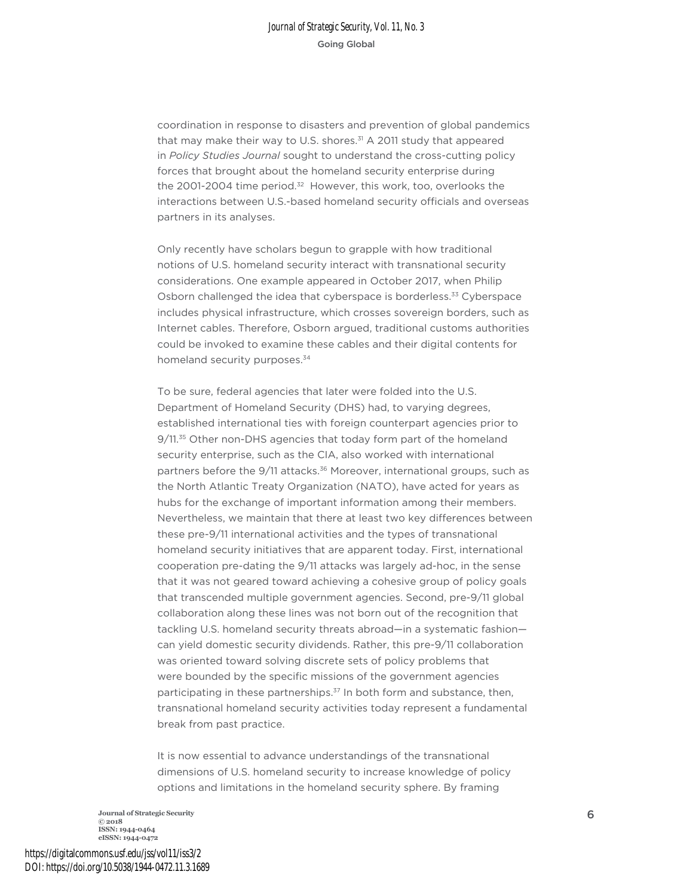coordination in response to disasters and prevention of global pandemics that may make their way to U.S. shores.[31] A 2011 study that appeared in *Policy Studies Journal* sought to understand the cross-cutting policy forces that brought about the homeland security enterprise during the 2001-2004 time period.[32] However, this work, too, overlooks the interactions between U.S.-based homeland security officials and overseas partners in its analyses.

Only recently have scholars begun to grapple with how traditional notions of U.S. homeland security interact with transnational security considerations. One example appeared in October 2017, when Philip Osborn challenged the idea that cyberspace is borderless.[33] Cyberspace includes physical infrastructure, which crosses sovereign borders, such as Internet cables. Therefore, Osborn argued, traditional customs authorities could be invoked to examine these cables and their digital contents for homeland security purposes.[34]

To be sure, federal agencies that later were folded into the U.S. Department of Homeland Security (DHS) had, to varying degrees, established international ties with foreign counterpart agencies prior to 9/11.[35] Other non-DHS agencies that today form part of the homeland security enterprise, such as the CIA, also worked with international partners before the 9/11 attacks.[36] Moreover, international groups, such as the North Atlantic Treaty Organization (NATO), have acted for years as hubs for the exchange of important information among their members. Nevertheless, we maintain that there at least two key differences between these pre-9/11 international activities and the types of transnational homeland security initiatives that are apparent today. First, international cooperation pre-dating the 9/11 attacks was largely ad-hoc, in the sense that it was not geared toward achieving a cohesive group of policy goals that transcended multiple government agencies. Second, pre-9/11 global collaboration along these lines was not born out of the recognition that tackling U.S. homeland security threats abroad—in a systematic fashion—can yield domestic security dividends. Rather, this pre-9/11 collaboration was oriented toward solving discrete sets of policy problems that were bounded by the specific missions of the government agencies participating in these partnerships.[37] In both form and substance, then, transnational homeland security activities today represent a fundamental break from past practice.

It is now essential to advance understandings of the transnational dimensions of U.S. homeland security to increase knowledge of policy options and limitations in the homeland security sphere. By framing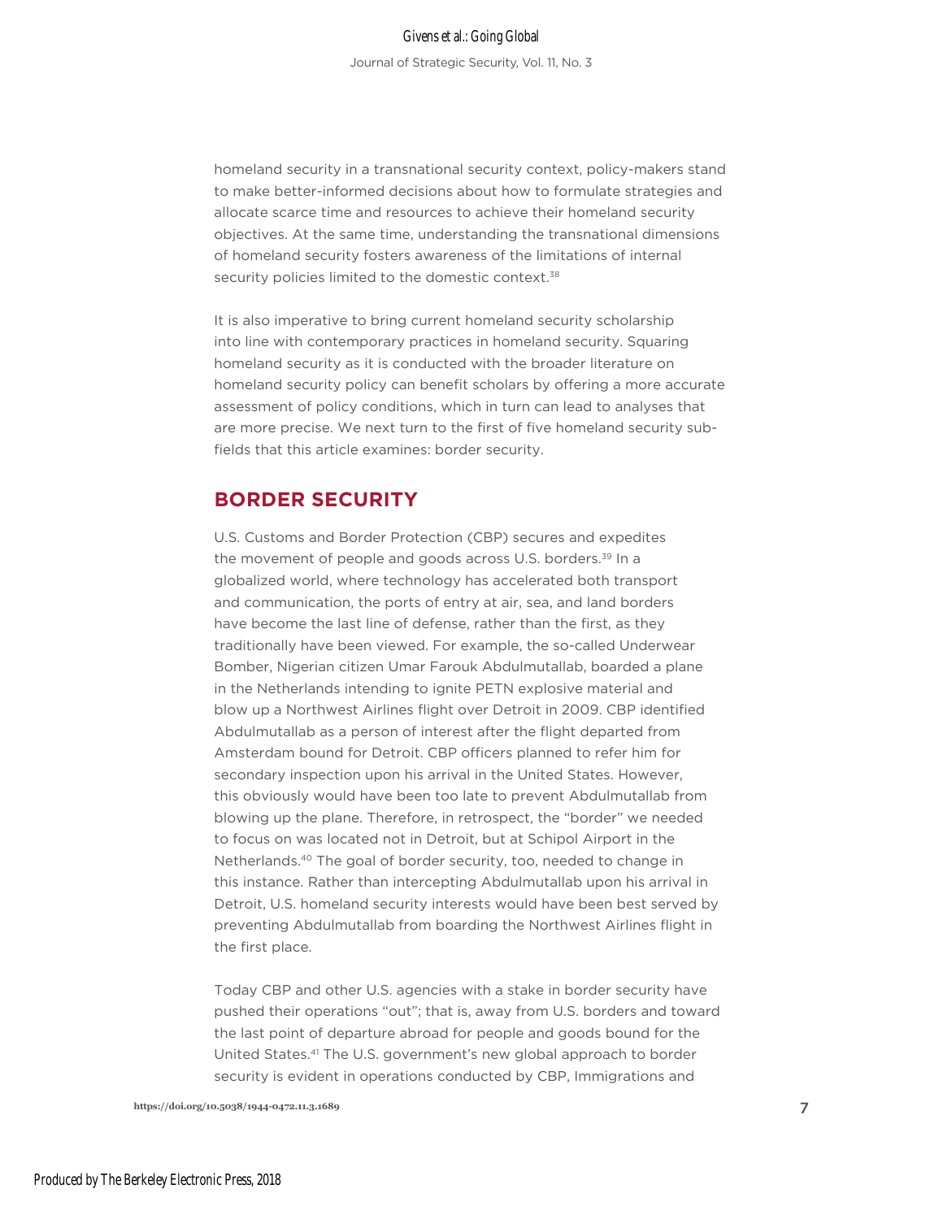homeland security in a transnational security context, policy-makers stand to make better-informed decisions about how to formulate strategies and allocate scarce time and resources to achieve their homeland security objectives. At the same time, understanding the transnational dimensions of homeland security fosters awareness of the limitations of internal security policies limited to the domestic context.[38]

It is also imperative to bring current homeland security scholarship into line with contemporary practices in homeland security. Squaring homeland security as it is conducted with the broader literature on homeland security policy can benefit scholars by offering a more accurate assessment of policy conditions, which in turn can lead to analyses that are more precise. We next turn to the first of five homeland security sub-fields that this article examines: border security.

## BORDER SECURITY

U.S. Customs and Border Protection (CBP) secures and expedites the movement of people and goods across U.S. borders.[39] In a globalized world, where technology has accelerated both transport and communication, the ports of entry at air, sea, and land borders have become the last line of defense, rather than the first, as they traditionally have been viewed. For example, the so-called Underwear Bomber, Nigerian citizen Umar Farouk Abdulmutallab, boarded a plane in the Netherlands intending to ignite PETN explosive material and blow up a Northwest Airlines flight over Detroit in 2009. CBP identified Abdulmutallab as a person of interest after the flight departed from Amsterdam bound for Detroit. CBP officers planned to refer him for secondary inspection upon his arrival in the United States. However, this obviously would have been too late to prevent Abdulmutallab from blowing up the plane. Therefore, in retrospect, the "border" we needed to focus on was located not in Detroit, but at Schipol Airport in the Netherlands.[40] The goal of border security, too, needed to change in this instance. Rather than intercepting Abdulmutallab upon his arrival in Detroit, U.S. homeland security interests would have been best served by preventing Abdulmutallab from boarding the Northwest Airlines flight in the first place.

Today CBP and other U.S. agencies with a stake in border security have pushed their operations "out"; that is, away from U.S. borders and toward the last point of departure abroad for people and goods bound for the United States.[41] The U.S. government's new global approach to border security is evident in operations conducted by CBP, Immigrations and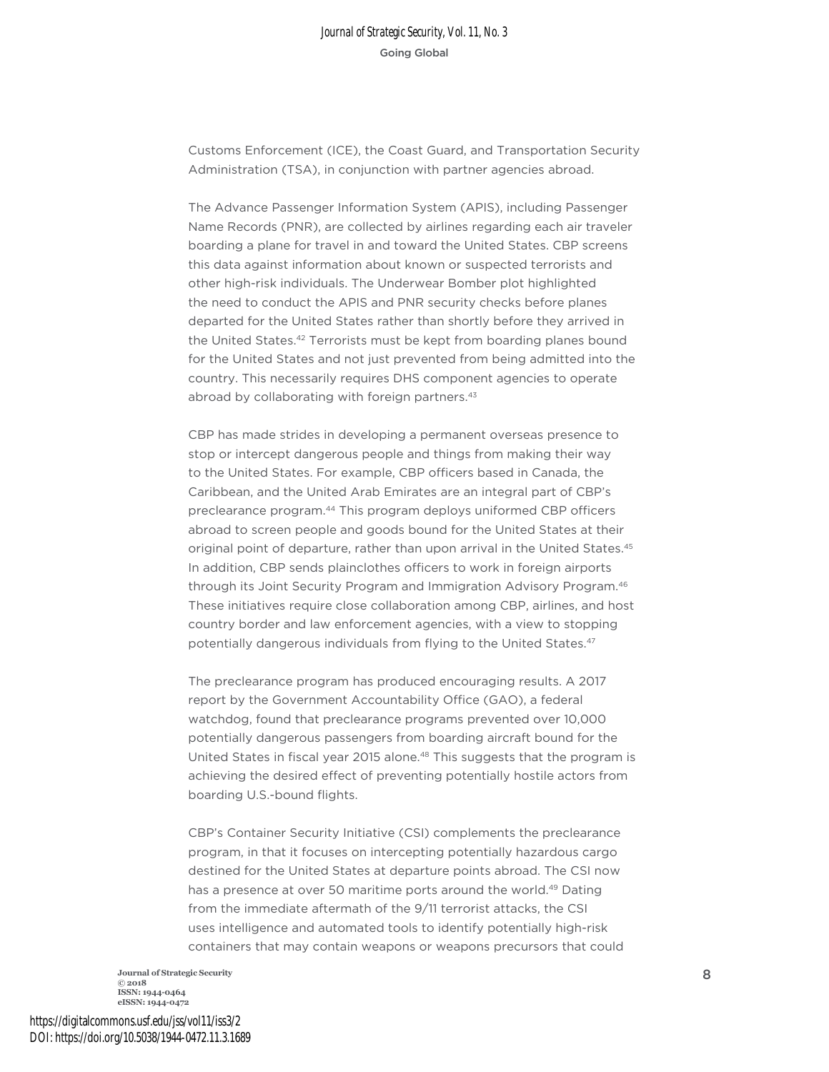Customs Enforcement (ICE), the Coast Guard, and Transportation Security Administration (TSA), in conjunction with partner agencies abroad.

The Advance Passenger Information System (APIS), including Passenger Name Records (PNR), are collected by airlines regarding each air traveler boarding a plane for travel in and toward the United States. CBP screens this data against information about known or suspected terrorists and other high-risk individuals. The Underwear Bomber plot highlighted the need to conduct the APIS and PNR security checks before planes departed for the United States rather than shortly before they arrived in the United States.[42] Terrorists must be kept from boarding planes bound for the United States and not just prevented from being admitted into the country. This necessarily requires DHS component agencies to operate abroad by collaborating with foreign partners.[43]

CBP has made strides in developing a permanent overseas presence to stop or intercept dangerous people and things from making their way to the United States. For example, CBP officers based in Canada, the Caribbean, and the United Arab Emirates are an integral part of CBP's preclearance program.[44] This program deploys uniformed CBP officers abroad to screen people and goods bound for the United States at their original point of departure, rather than upon arrival in the United States.[45] In addition, CBP sends plainclothes officers to work in foreign airports through its Joint Security Program and Immigration Advisory Program.[46] These initiatives require close collaboration among CBP, airlines, and host country border and law enforcement agencies, with a view to stopping potentially dangerous individuals from flying to the United States.[47]

The preclearance program has produced encouraging results. A 2017 report by the Government Accountability Office (GAO), a federal watchdog, found that preclearance programs prevented over 10,000 potentially dangerous passengers from boarding aircraft bound for the United States in fiscal year 2015 alone.[48] This suggests that the program is achieving the desired effect of preventing potentially hostile actors from boarding U.S.-bound flights.

CBP's Container Security Initiative (CSI) complements the preclearance program, in that it focuses on intercepting potentially hazardous cargo destined for the United States at departure points abroad. The CSI now has a presence at over 50 maritime ports around the world.[49] Dating from the immediate aftermath of the 9/11 terrorist attacks, the CSI uses intelligence and automated tools to identify potentially high-risk containers that may contain weapons or weapons precursors that could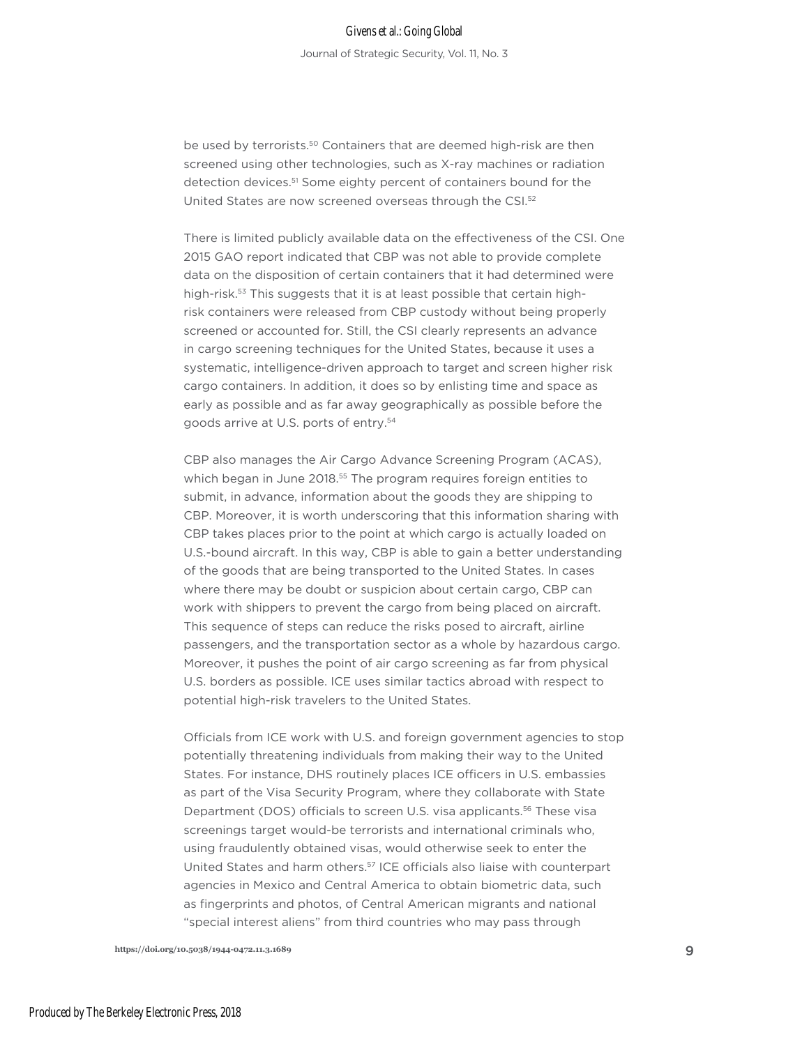be used by terrorists.[50] Containers that are deemed high-risk are then screened using other technologies, such as X-ray machines or radiation detection devices.[51] Some eighty percent of containers bound for the United States are now screened overseas through the CSI.[52]

There is limited publicly available data on the effectiveness of the CSI. One 2015 GAO report indicated that CBP was not able to provide complete data on the disposition of certain containers that it had determined were high-risk.[53] This suggests that it is at least possible that certain high-risk containers were released from CBP custody without being properly screened or accounted for. Still, the CSI clearly represents an advance in cargo screening techniques for the United States, because it uses a systematic, intelligence-driven approach to target and screen higher risk cargo containers. In addition, it does so by enlisting time and space as early as possible and as far away geographically as possible before the goods arrive at U.S. ports of entry.[54]

CBP also manages the Air Cargo Advance Screening Program (ACAS), which began in June 2018.[55] The program requires foreign entities to submit, in advance, information about the goods they are shipping to CBP. Moreover, it is worth underscoring that this information sharing with CBP takes places prior to the point at which cargo is actually loaded on U.S.-bound aircraft. In this way, CBP is able to gain a better understanding of the goods that are being transported to the United States. In cases where there may be doubt or suspicion about certain cargo, CBP can work with shippers to prevent the cargo from being placed on aircraft. This sequence of steps can reduce the risks posed to aircraft, airline passengers, and the transportation sector as a whole by hazardous cargo. Moreover, it pushes the point of air cargo screening as far from physical U.S. borders as possible. ICE uses similar tactics abroad with respect to potential high-risk travelers to the United States.

Officials from ICE work with U.S. and foreign government agencies to stop potentially threatening individuals from making their way to the United States. For instance, DHS routinely places ICE officers in U.S. embassies as part of the Visa Security Program, where they collaborate with State Department (DOS) officials to screen U.S. visa applicants.[56] These visa screenings target would-be terrorists and international criminals who, using fraudulently obtained visas, would otherwise seek to enter the United States and harm others.[57] ICE officials also liaise with counterpart agencies in Mexico and Central America to obtain biometric data, such as fingerprints and photos, of Central American migrants and national "special interest aliens" from third countries who may pass through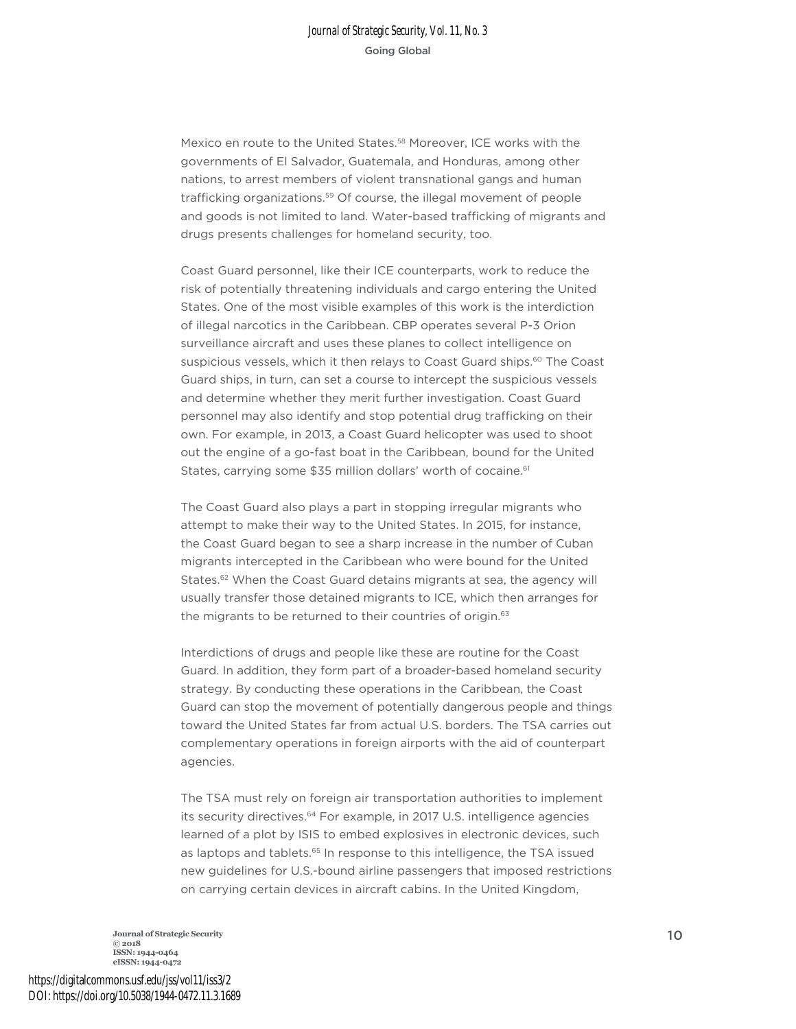Mexico en route to the United States.[58] Moreover, ICE works with the governments of El Salvador, Guatemala, and Honduras, among other nations, to arrest members of violent transnational gangs and human trafficking organizations.[59] Of course, the illegal movement of people and goods is not limited to land. Water-based trafficking of migrants and drugs presents challenges for homeland security, too.

Coast Guard personnel, like their ICE counterparts, work to reduce the risk of potentially threatening individuals and cargo entering the United States. One of the most visible examples of this work is the interdiction of illegal narcotics in the Caribbean. CBP operates several P-3 Orion surveillance aircraft and uses these planes to collect intelligence on suspicious vessels, which it then relays to Coast Guard ships.[60] The Coast Guard ships, in turn, can set a course to intercept the suspicious vessels and determine whether they merit further investigation. Coast Guard personnel may also identify and stop potential drug trafficking on their own. For example, in 2013, a Coast Guard helicopter was used to shoot out the engine of a go-fast boat in the Caribbean, bound for the United States, carrying some $35 million dollars' worth of cocaine.[61]

The Coast Guard also plays a part in stopping irregular migrants who attempt to make their way to the United States. In 2015, for instance, the Coast Guard began to see a sharp increase in the number of Cuban migrants intercepted in the Caribbean who were bound for the United States.[62] When the Coast Guard detains migrants at sea, the agency will usually transfer those detained migrants to ICE, which then arranges for the migrants to be returned to their countries of origin.[63]

Interdictions of drugs and people like these are routine for the Coast Guard. In addition, they form part of a broader-based homeland security strategy. By conducting these operations in the Caribbean, the Coast Guard can stop the movement of potentially dangerous people and things toward the United States far from actual U.S. borders. The TSA carries out complementary operations in foreign airports with the aid of counterpart agencies.

The TSA must rely on foreign air transportation authorities to implement its security directives.[64] For example, in 2017 U.S. intelligence agencies learned of a plot by ISIS to embed explosives in electronic devices, such as laptops and tablets.[65] In response to this intelligence, the TSA issued new guidelines for U.S.-bound airline passengers that imposed restrictions on carrying certain devices in aircraft cabins. In the United Kingdom,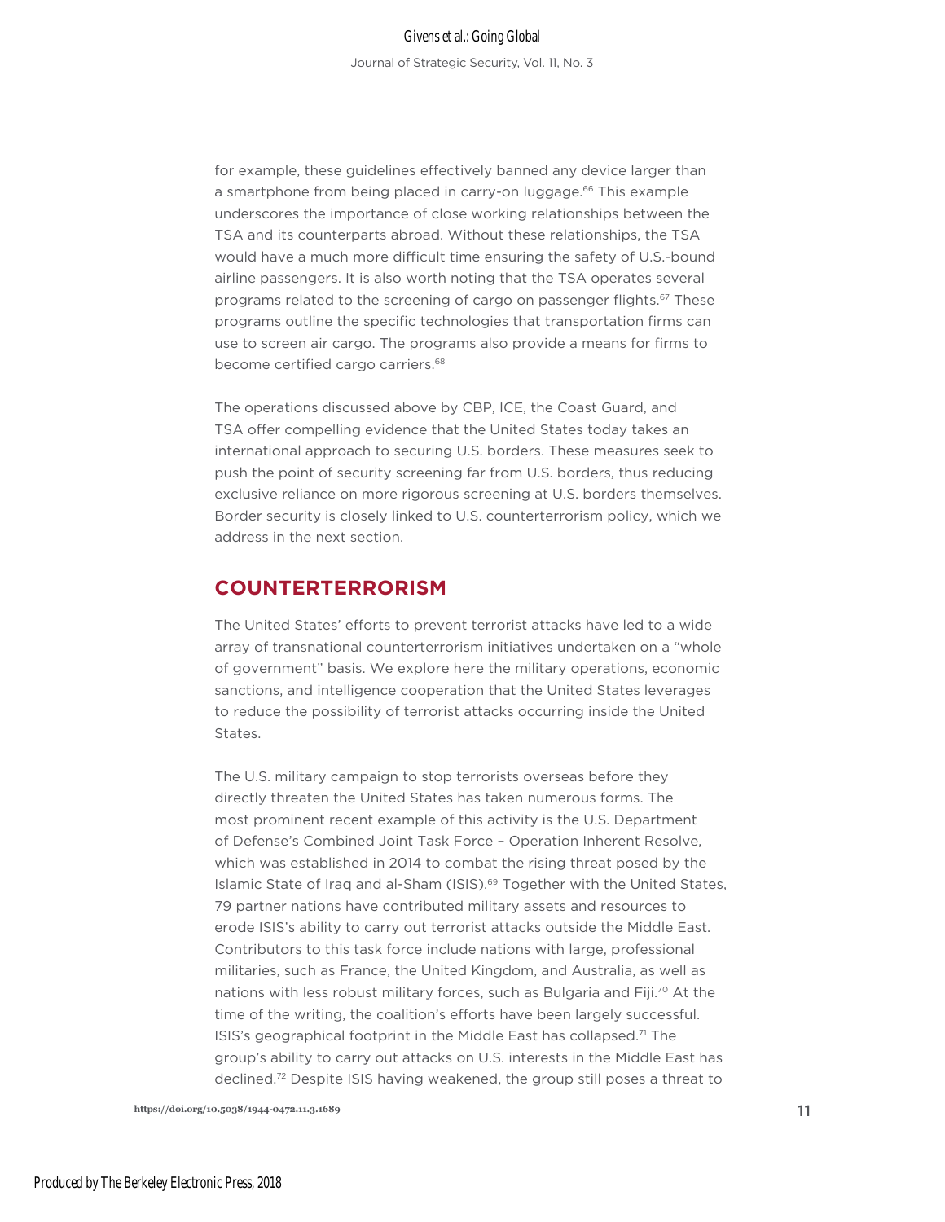for example, these guidelines effectively banned any device larger than a smartphone from being placed in carry-on luggage.[66] This example underscores the importance of close working relationships between the TSA and its counterparts abroad. Without these relationships, the TSA would have a much more difficult time ensuring the safety of U.S.-bound airline passengers. It is also worth noting that the TSA operates several programs related to the screening of cargo on passenger flights.[67] These programs outline the specific technologies that transportation firms can use to screen air cargo. The programs also provide a means for firms to become certified cargo carriers.[68]

The operations discussed above by CBP, ICE, the Coast Guard, and TSA offer compelling evidence that the United States today takes an international approach to securing U.S. borders. These measures seek to push the point of security screening far from U.S. borders, thus reducing exclusive reliance on more rigorous screening at U.S. borders themselves. Border security is closely linked to U.S. counterterrorism policy, which we address in the next section.

## COUNTERTERRORISM

The United States' efforts to prevent terrorist attacks have led to a wide array of transnational counterterrorism initiatives undertaken on a "whole of government" basis. We explore here the military operations, economic sanctions, and intelligence cooperation that the United States leverages to reduce the possibility of terrorist attacks occurring inside the United States.

The U.S. military campaign to stop terrorists overseas before they directly threaten the United States has taken numerous forms. The most prominent recent example of this activity is the U.S. Department of Defense's Combined Joint Task Force – Operation Inherent Resolve, which was established in 2014 to combat the rising threat posed by the Islamic State of Iraq and al-Sham (ISIS).[69] Together with the United States, 79 partner nations have contributed military assets and resources to erode ISIS's ability to carry out terrorist attacks outside the Middle East. Contributors to this task force include nations with large, professional militaries, such as France, the United Kingdom, and Australia, as well as nations with less robust military forces, such as Bulgaria and Fiji.[70] At the time of the writing, the coalition's efforts have been largely successful. ISIS's geographical footprint in the Middle East has collapsed.[71] The group's ability to carry out attacks on U.S. interests in the Middle East has declined.[72] Despite ISIS having weakened, the group still poses a threat to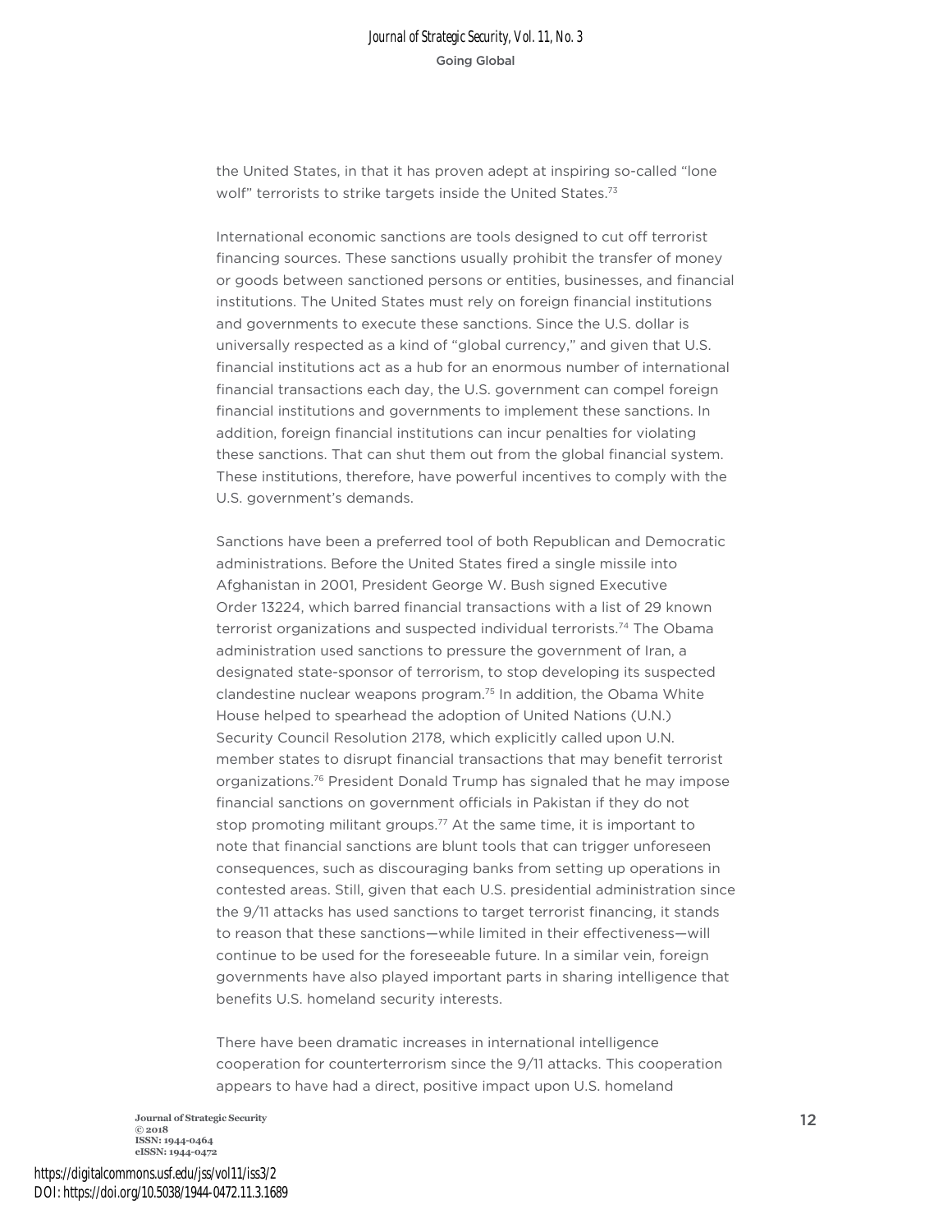the United States, in that it has proven adept at inspiring so-called "lone wolf" terrorists to strike targets inside the United States.[73]

International economic sanctions are tools designed to cut off terrorist financing sources. These sanctions usually prohibit the transfer of money or goods between sanctioned persons or entities, businesses, and financial institutions. The United States must rely on foreign financial institutions and governments to execute these sanctions. Since the U.S. dollar is universally respected as a kind of "global currency," and given that U.S. financial institutions act as a hub for an enormous number of international financial transactions each day, the U.S. government can compel foreign financial institutions and governments to implement these sanctions. In addition, foreign financial institutions can incur penalties for violating these sanctions. That can shut them out from the global financial system. These institutions, therefore, have powerful incentives to comply with the U.S. government's demands.

Sanctions have been a preferred tool of both Republican and Democratic administrations. Before the United States fired a single missile into Afghanistan in 2001, President George W. Bush signed Executive Order 13224, which barred financial transactions with a list of 29 known terrorist organizations and suspected individual terrorists.[74] The Obama administration used sanctions to pressure the government of Iran, a designated state-sponsor of terrorism, to stop developing its suspected clandestine nuclear weapons program.[75] In addition, the Obama White House helped to spearhead the adoption of United Nations (U.N.) Security Council Resolution 2178, which explicitly called upon U.N. member states to disrupt financial transactions that may benefit terrorist organizations.[76] President Donald Trump has signaled that he may impose financial sanctions on government officials in Pakistan if they do not stop promoting militant groups.[77] At the same time, it is important to note that financial sanctions are blunt tools that can trigger unforeseen consequences, such as discouraging banks from setting up operations in contested areas. Still, given that each U.S. presidential administration since the 9/11 attacks has used sanctions to target terrorist financing, it stands to reason that these sanctions—while limited in their effectiveness—will continue to be used for the foreseeable future. In a similar vein, foreign governments have also played important parts in sharing intelligence that benefits U.S. homeland security interests.

There have been dramatic increases in international intelligence cooperation for counterterrorism since the 9/11 attacks. This cooperation appears to have had a direct, positive impact upon U.S. homeland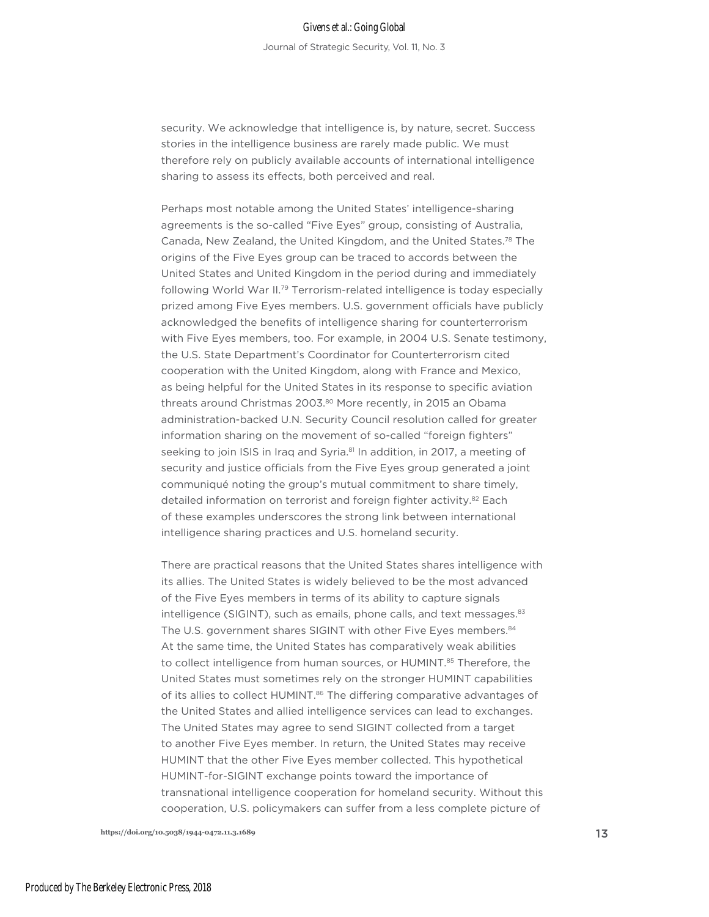security. We acknowledge that intelligence is, by nature, secret. Success stories in the intelligence business are rarely made public. We must therefore rely on publicly available accounts of international intelligence sharing to assess its effects, both perceived and real.

Perhaps most notable among the United States' intelligence-sharing agreements is the so-called "Five Eyes" group, consisting of Australia, Canada, New Zealand, the United Kingdom, and the United States.[78] The origins of the Five Eyes group can be traced to accords between the United States and United Kingdom in the period during and immediately following World War II.[79] Terrorism-related intelligence is today especially prized among Five Eyes members. U.S. government officials have publicly acknowledged the benefits of intelligence sharing for counterterrorism with Five Eyes members, too. For example, in 2004 U.S. Senate testimony, the U.S. State Department's Coordinator for Counterterrorism cited cooperation with the United Kingdom, along with France and Mexico, as being helpful for the United States in its response to specific aviation threats around Christmas 2003.[80] More recently, in 2015 an Obama administration-backed U.N. Security Council resolution called for greater information sharing on the movement of so-called "foreign fighters" seeking to join ISIS in Iraq and Syria.[81] In addition, in 2017, a meeting of security and justice officials from the Five Eyes group generated a joint communiqué noting the group's mutual commitment to share timely, detailed information on terrorist and foreign fighter activity.[82] Each of these examples underscores the strong link between international intelligence sharing practices and U.S. homeland security.

There are practical reasons that the United States shares intelligence with its allies. The United States is widely believed to be the most advanced of the Five Eyes members in terms of its ability to capture signals intelligence (SIGINT), such as emails, phone calls, and text messages.[83] The U.S. government shares SIGINT with other Five Eyes members.[84] At the same time, the United States has comparatively weak abilities to collect intelligence from human sources, or HUMINT.[85] Therefore, the United States must sometimes rely on the stronger HUMINT capabilities of its allies to collect HUMINT.[86] The differing comparative advantages of the United States and allied intelligence services can lead to exchanges. The United States may agree to send SIGINT collected from a target to another Five Eyes member. In return, the United States may receive HUMINT that the other Five Eyes member collected. This hypothetical HUMINT-for-SIGINT exchange points toward the importance of transnational intelligence cooperation for homeland security. Without this cooperation, U.S. policymakers can suffer from a less complete picture of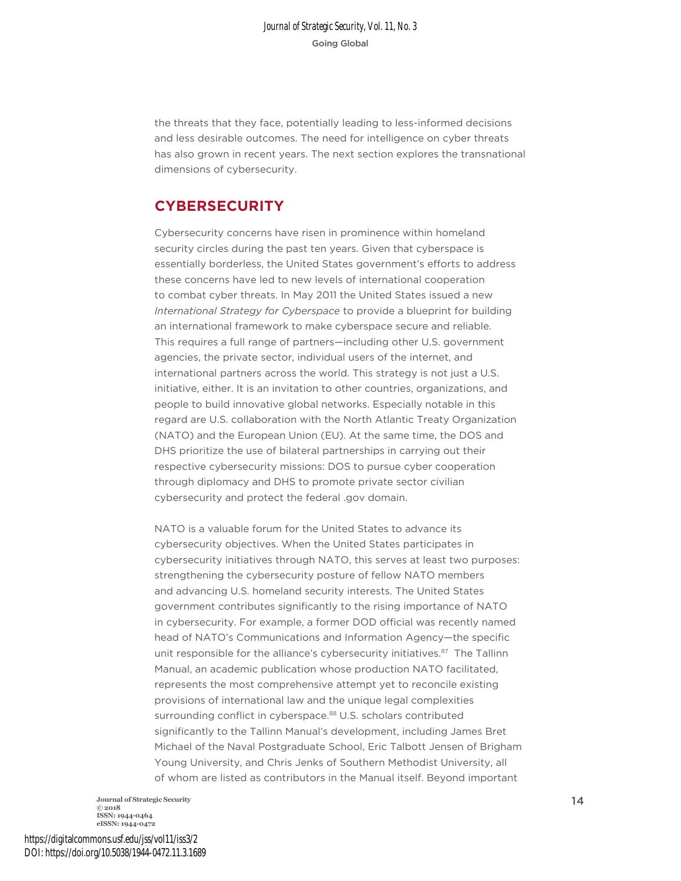the threats that they face, potentially leading to less-informed decisions and less desirable outcomes. The need for intelligence on cyber threats has also grown in recent years. The next section explores the transnational dimensions of cybersecurity.

## CYBERSECURITY

Cybersecurity concerns have risen in prominence within homeland security circles during the past ten years. Given that cyberspace is essentially borderless, the United States government's efforts to address these concerns have led to new levels of international cooperation to combat cyber threats. In May 2011 the United States issued a new *International Strategy for Cyberspace* to provide a blueprint for building an international framework to make cyberspace secure and reliable. This requires a full range of partners—including other U.S. government agencies, the private sector, individual users of the internet, and international partners across the world. This strategy is not just a U.S. initiative, either. It is an invitation to other countries, organizations, and people to build innovative global networks. Especially notable in this regard are U.S. collaboration with the North Atlantic Treaty Organization (NATO) and the European Union (EU). At the same time, the DOS and DHS prioritize the use of bilateral partnerships in carrying out their respective cybersecurity missions: DOS to pursue cyber cooperation through diplomacy and DHS to promote private sector civilian cybersecurity and protect the federal .gov domain.

NATO is a valuable forum for the United States to advance its cybersecurity objectives. When the United States participates in cybersecurity initiatives through NATO, this serves at least two purposes: strengthening the cybersecurity posture of fellow NATO members and advancing U.S. homeland security interests. The United States government contributes significantly to the rising importance of NATO in cybersecurity. For example, a former DOD official was recently named head of NATO's Communications and Information Agency—the specific unit responsible for the alliance's cybersecurity initiatives.[87] The Tallinn Manual, an academic publication whose production NATO facilitated, represents the most comprehensive attempt yet to reconcile existing provisions of international law and the unique legal complexities surrounding conflict in cyberspace.[88] U.S. scholars contributed significantly to the Tallinn Manual's development, including James Bret Michael of the Naval Postgraduate School, Eric Talbott Jensen of Brigham Young University, and Chris Jenks of Southern Methodist University, all of whom are listed as contributors in the Manual itself. Beyond important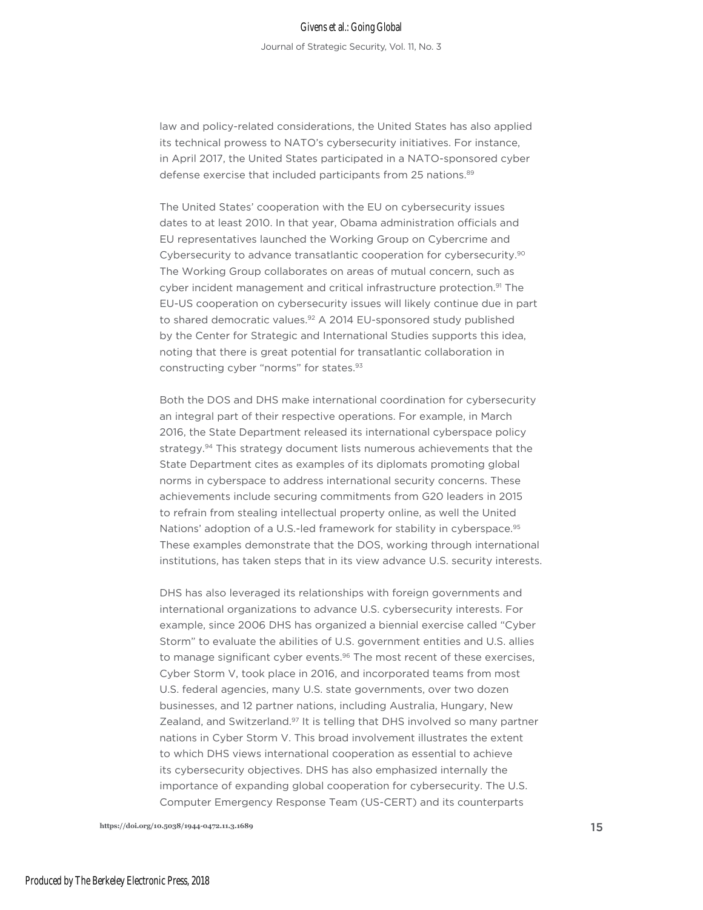law and policy-related considerations, the United States has also applied its technical prowess to NATO's cybersecurity initiatives. For instance, in April 2017, the United States participated in a NATO-sponsored cyber defense exercise that included participants from 25 nations.[89]

The United States' cooperation with the EU on cybersecurity issues dates to at least 2010. In that year, Obama administration officials and EU representatives launched the Working Group on Cybercrime and Cybersecurity to advance transatlantic cooperation for cybersecurity.[90] The Working Group collaborates on areas of mutual concern, such as cyber incident management and critical infrastructure protection.[91] The EU-US cooperation on cybersecurity issues will likely continue due in part to shared democratic values.[92] A 2014 EU-sponsored study published by the Center for Strategic and International Studies supports this idea, noting that there is great potential for transatlantic collaboration in constructing cyber "norms" for states.[93]

Both the DOS and DHS make international coordination for cybersecurity an integral part of their respective operations. For example, in March 2016, the State Department released its international cyberspace policy strategy.[94] This strategy document lists numerous achievements that the State Department cites as examples of its diplomats promoting global norms in cyberspace to address international security concerns. These achievements include securing commitments from G20 leaders in 2015 to refrain from stealing intellectual property online, as well the United Nations' adoption of a U.S.-led framework for stability in cyberspace.[95] These examples demonstrate that the DOS, working through international institutions, has taken steps that in its view advance U.S. security interests.

DHS has also leveraged its relationships with foreign governments and international organizations to advance U.S. cybersecurity interests. For example, since 2006 DHS has organized a biennial exercise called "Cyber Storm" to evaluate the abilities of U.S. government entities and U.S. allies to manage significant cyber events.[96] The most recent of these exercises, Cyber Storm V, took place in 2016, and incorporated teams from most U.S. federal agencies, many U.S. state governments, over two dozen businesses, and 12 partner nations, including Australia, Hungary, New Zealand, and Switzerland.[97] It is telling that DHS involved so many partner nations in Cyber Storm V. This broad involvement illustrates the extent to which DHS views international cooperation as essential to achieve its cybersecurity objectives. DHS has also emphasized internally the importance of expanding global cooperation for cybersecurity. The U.S. Computer Emergency Response Team (US-CERT) and its counterparts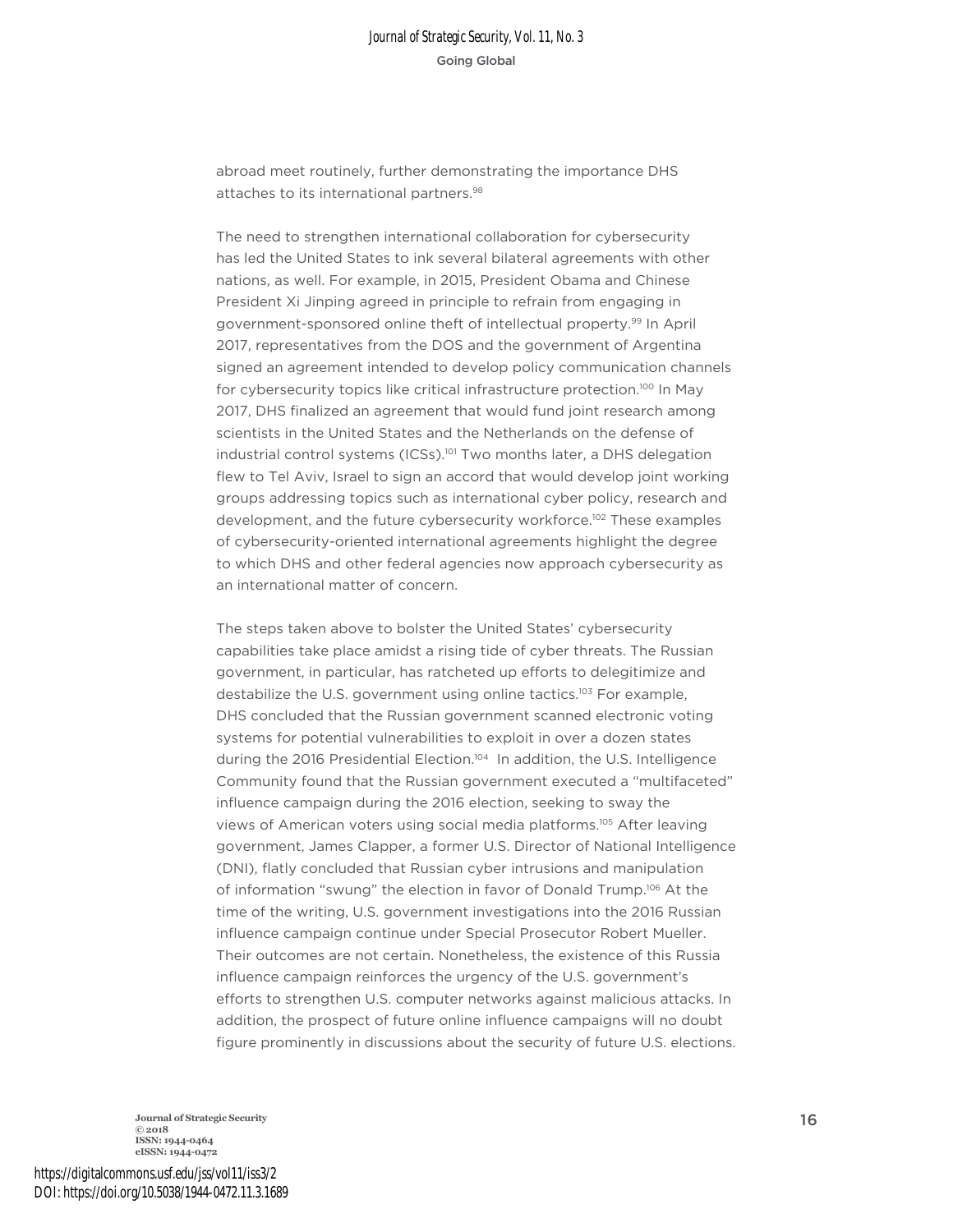abroad meet routinely, further demonstrating the importance DHS attaches to its international partners.[98]

The need to strengthen international collaboration for cybersecurity has led the United States to ink several bilateral agreements with other nations, as well. For example, in 2015, President Obama and Chinese President Xi Jinping agreed in principle to refrain from engaging in government-sponsored online theft of intellectual property.[99] In April 2017, representatives from the DOS and the government of Argentina signed an agreement intended to develop policy communication channels for cybersecurity topics like critical infrastructure protection.[100] In May 2017, DHS finalized an agreement that would fund joint research among scientists in the United States and the Netherlands on the defense of industrial control systems (ICSs).[101] Two months later, a DHS delegation flew to Tel Aviv, Israel to sign an accord that would develop joint working groups addressing topics such as international cyber policy, research and development, and the future cybersecurity workforce.[102] These examples of cybersecurity-oriented international agreements highlight the degree to which DHS and other federal agencies now approach cybersecurity as an international matter of concern.

The steps taken above to bolster the United States' cybersecurity capabilities take place amidst a rising tide of cyber threats. The Russian government, in particular, has ratcheted up efforts to delegitimize and destabilize the U.S. government using online tactics.[103] For example, DHS concluded that the Russian government scanned electronic voting systems for potential vulnerabilities to exploit in over a dozen states during the 2016 Presidential Election.[104] In addition, the U.S. Intelligence Community found that the Russian government executed a "multifaceted" influence campaign during the 2016 election, seeking to sway the views of American voters using social media platforms.[105] After leaving government, James Clapper, a former U.S. Director of National Intelligence (DNI), flatly concluded that Russian cyber intrusions and manipulation of information "swung" the election in favor of Donald Trump.[106] At the time of the writing, U.S. government investigations into the 2016 Russian influence campaign continue under Special Prosecutor Robert Mueller. Their outcomes are not certain. Nonetheless, the existence of this Russia influence campaign reinforces the urgency of the U.S. government's efforts to strengthen U.S. computer networks against malicious attacks. In addition, the prospect of future online influence campaigns will no doubt figure prominently in discussions about the security of future U.S. elections.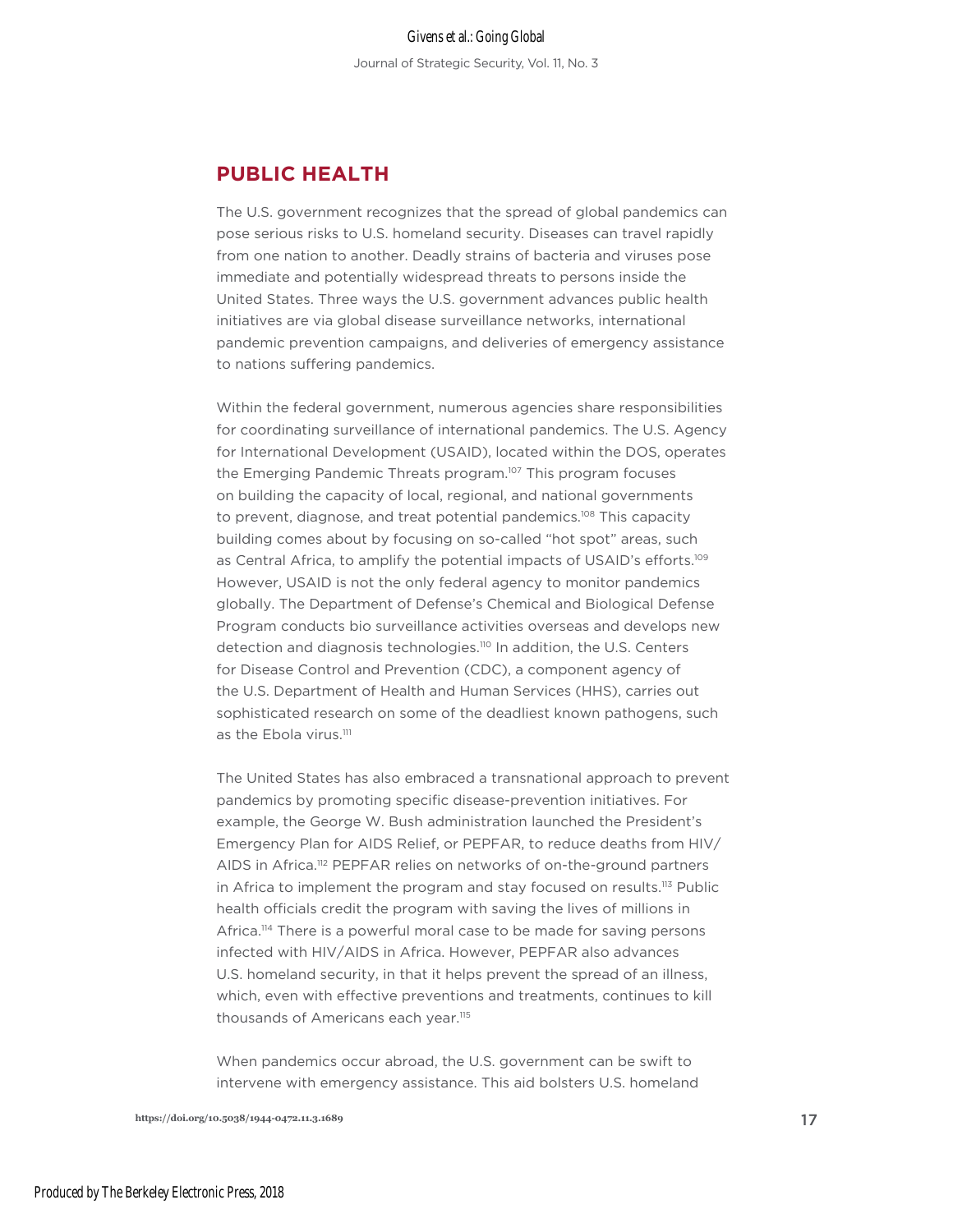## PUBLIC HEALTH

The U.S. government recognizes that the spread of global pandemics can pose serious risks to U.S. homeland security. Diseases can travel rapidly from one nation to another. Deadly strains of bacteria and viruses pose immediate and potentially widespread threats to persons inside the United States. Three ways the U.S. government advances public health initiatives are via global disease surveillance networks, international pandemic prevention campaigns, and deliveries of emergency assistance to nations suffering pandemics.

Within the federal government, numerous agencies share responsibilities for coordinating surveillance of international pandemics. The U.S. Agency for International Development (USAID), located within the DOS, operates the Emerging Pandemic Threats program.[107] This program focuses on building the capacity of local, regional, and national governments to prevent, diagnose, and treat potential pandemics.[108] This capacity building comes about by focusing on so-called "hot spot" areas, such as Central Africa, to amplify the potential impacts of USAID's efforts.[109] However, USAID is not the only federal agency to monitor pandemics globally. The Department of Defense's Chemical and Biological Defense Program conducts bio surveillance activities overseas and develops new detection and diagnosis technologies.[110] In addition, the U.S. Centers for Disease Control and Prevention (CDC), a component agency of the U.S. Department of Health and Human Services (HHS), carries out sophisticated research on some of the deadliest known pathogens, such as the Ebola virus.[111]

The United States has also embraced a transnational approach to prevent pandemics by promoting specific disease-prevention initiatives. For example, the George W. Bush administration launched the President's Emergency Plan for AIDS Relief, or PEPFAR, to reduce deaths from HIV/AIDS in Africa.[112] PEPFAR relies on networks of on-the-ground partners in Africa to implement the program and stay focused on results.[113] Public health officials credit the program with saving the lives of millions in Africa.[114] There is a powerful moral case to be made for saving persons infected with HIV/AIDS in Africa. However, PEPFAR also advances U.S. homeland security, in that it helps prevent the spread of an illness, which, even with effective preventions and treatments, continues to kill thousands of Americans each year.[115]

When pandemics occur abroad, the U.S. government can be swift to intervene with emergency assistance. This aid bolsters U.S. homeland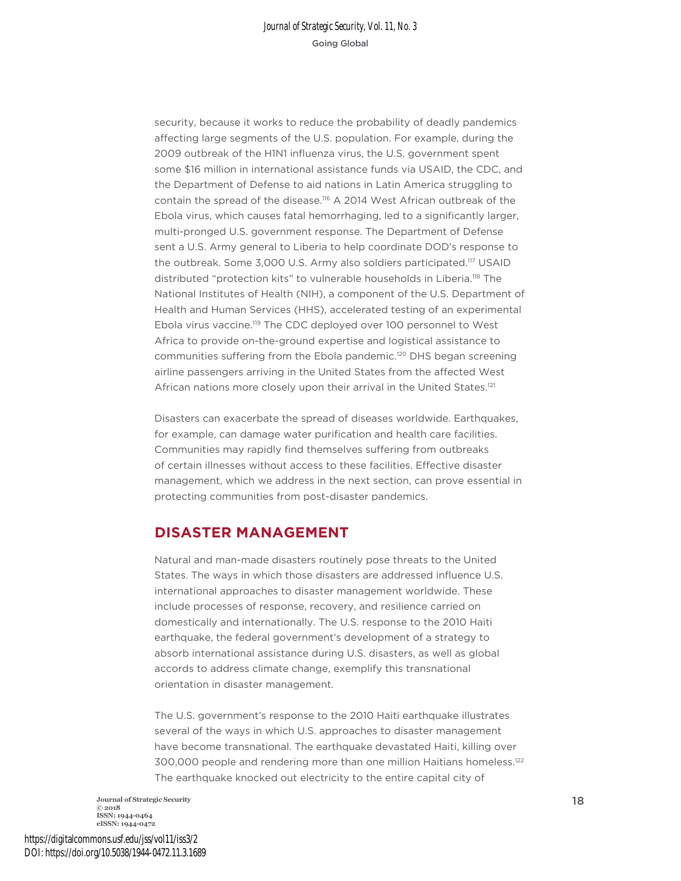security, because it works to reduce the probability of deadly pandemics affecting large segments of the U.S. population. For example, during the 2009 outbreak of the H1N1 influenza virus, the U.S. government spent some $16 million in international assistance funds via USAID, the CDC, and the Department of Defense to aid nations in Latin America struggling to contain the spread of the disease.[116] A 2014 West African outbreak of the Ebola virus, which causes fatal hemorrhaging, led to a significantly larger, multi-pronged U.S. government response. The Department of Defense sent a U.S. Army general to Liberia to help coordinate DOD's response to the outbreak. Some 3,000 U.S. Army also soldiers participated.[117] USAID distributed "protection kits" to vulnerable households in Liberia.[118] The National Institutes of Health (NIH), a component of the U.S. Department of Health and Human Services (HHS), accelerated testing of an experimental Ebola virus vaccine.[119] The CDC deployed over 100 personnel to West Africa to provide on-the-ground expertise and logistical assistance to communities suffering from the Ebola pandemic.[120] DHS began screening airline passengers arriving in the United States from the affected West African nations more closely upon their arrival in the United States.[121]

Disasters can exacerbate the spread of diseases worldwide. Earthquakes, for example, can damage water purification and health care facilities. Communities may rapidly find themselves suffering from outbreaks of certain illnesses without access to these facilities. Effective disaster management, which we address in the next section, can prove essential in protecting communities from post-disaster pandemics.

## DISASTER MANAGEMENT

Natural and man-made disasters routinely pose threats to the United States. The ways in which those disasters are addressed influence U.S. international approaches to disaster management worldwide. These include processes of response, recovery, and resilience carried on domestically and internationally. The U.S. response to the 2010 Haiti earthquake, the federal government's development of a strategy to absorb international assistance during U.S. disasters, as well as global accords to address climate change, exemplify this transnational orientation in disaster management.

The U.S. government's response to the 2010 Haiti earthquake illustrates several of the ways in which U.S. approaches to disaster management have become transnational. The earthquake devastated Haiti, killing over 300,000 people and rendering more than one million Haitians homeless.[122] The earthquake knocked out electricity to the entire capital city of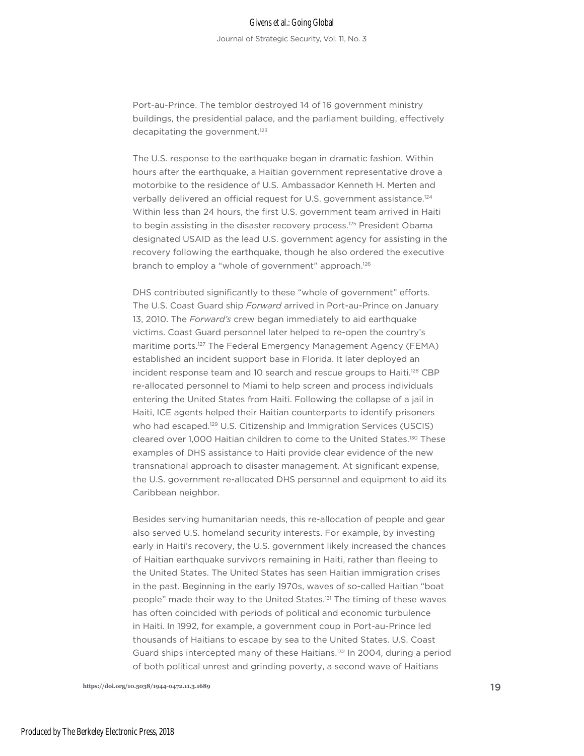Port-au-Prince. The temblor destroyed 14 of 16 government ministry buildings, the presidential palace, and the parliament building, effectively decapitating the government.[123]

The U.S. response to the earthquake began in dramatic fashion. Within hours after the earthquake, a Haitian government representative drove a motorbike to the residence of U.S. Ambassador Kenneth H. Merten and verbally delivered an official request for U.S. government assistance.[124] Within less than 24 hours, the first U.S. government team arrived in Haiti to begin assisting in the disaster recovery process.[125] President Obama designated USAID as the lead U.S. government agency for assisting in the recovery following the earthquake, though he also ordered the executive branch to employ a "whole of government" approach.[126]

DHS contributed significantly to these "whole of government" efforts. The U.S. Coast Guard ship *Forward* arrived in Port-au-Prince on January 13, 2010. The *Forward's* crew began immediately to aid earthquake victims. Coast Guard personnel later helped to re-open the country's maritime ports.[127] The Federal Emergency Management Agency (FEMA) established an incident support base in Florida. It later deployed an incident response team and 10 search and rescue groups to Haiti.[128] CBP re-allocated personnel to Miami to help screen and process individuals entering the United States from Haiti. Following the collapse of a jail in Haiti, ICE agents helped their Haitian counterparts to identify prisoners who had escaped.[129] U.S. Citizenship and Immigration Services (USCIS) cleared over 1,000 Haitian children to come to the United States.[130] These examples of DHS assistance to Haiti provide clear evidence of the new transnational approach to disaster management. At significant expense, the U.S. government re-allocated DHS personnel and equipment to aid its Caribbean neighbor.

Besides serving humanitarian needs, this re-allocation of people and gear also served U.S. homeland security interests. For example, by investing early in Haiti's recovery, the U.S. government likely increased the chances of Haitian earthquake survivors remaining in Haiti, rather than fleeing to the United States. The United States has seen Haitian immigration crises in the past. Beginning in the early 1970s, waves of so-called Haitian "boat people" made their way to the United States.[131] The timing of these waves has often coincided with periods of political and economic turbulence in Haiti. In 1992, for example, a government coup in Port-au-Prince led thousands of Haitians to escape by sea to the United States. U.S. Coast Guard ships intercepted many of these Haitians.[132] In 2004, during a period of both political unrest and grinding poverty, a second wave of Haitians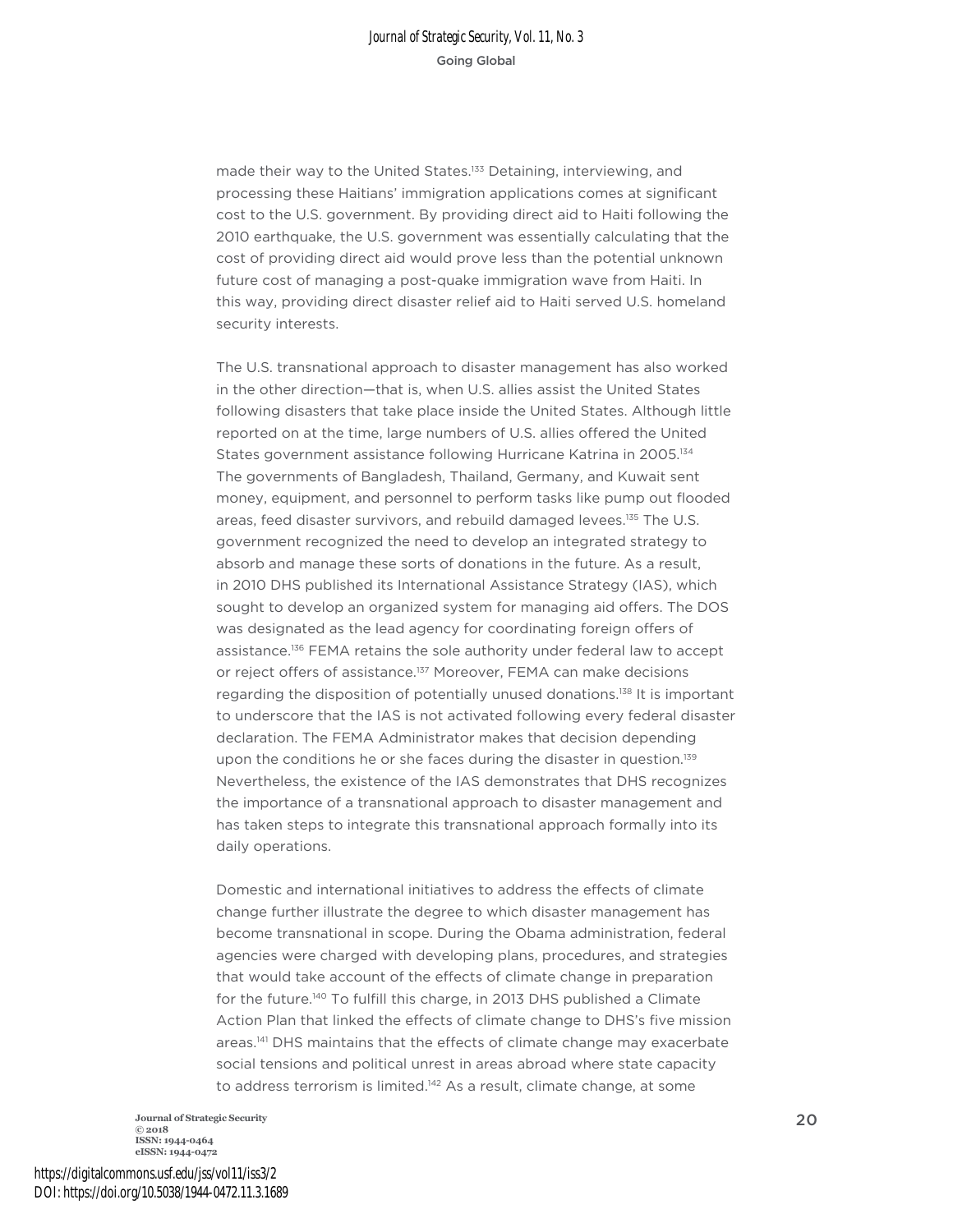made their way to the United States.[133] Detaining, interviewing, and processing these Haitians' immigration applications comes at significant cost to the U.S. government. By providing direct aid to Haiti following the 2010 earthquake, the U.S. government was essentially calculating that the cost of providing direct aid would prove less than the potential unknown future cost of managing a post-quake immigration wave from Haiti. In this way, providing direct disaster relief aid to Haiti served U.S. homeland security interests.

The U.S. transnational approach to disaster management has also worked in the other direction—that is, when U.S. allies assist the United States following disasters that take place inside the United States. Although little reported on at the time, large numbers of U.S. allies offered the United States government assistance following Hurricane Katrina in 2005.[134] The governments of Bangladesh, Thailand, Germany, and Kuwait sent money, equipment, and personnel to perform tasks like pump out flooded areas, feed disaster survivors, and rebuild damaged levees.[135] The U.S. government recognized the need to develop an integrated strategy to absorb and manage these sorts of donations in the future. As a result, in 2010 DHS published its International Assistance Strategy (IAS), which sought to develop an organized system for managing aid offers. The DOS was designated as the lead agency for coordinating foreign offers of assistance.[136] FEMA retains the sole authority under federal law to accept or reject offers of assistance.[137] Moreover, FEMA can make decisions regarding the disposition of potentially unused donations.[138] It is important to underscore that the IAS is not activated following every federal disaster declaration. The FEMA Administrator makes that decision depending upon the conditions he or she faces during the disaster in question.[139] Nevertheless, the existence of the IAS demonstrates that DHS recognizes the importance of a transnational approach to disaster management and has taken steps to integrate this transnational approach formally into its daily operations.

Domestic and international initiatives to address the effects of climate change further illustrate the degree to which disaster management has become transnational in scope. During the Obama administration, federal agencies were charged with developing plans, procedures, and strategies that would take account of the effects of climate change in preparation for the future.[140] To fulfill this charge, in 2013 DHS published a Climate Action Plan that linked the effects of climate change to DHS's five mission areas.[141] DHS maintains that the effects of climate change may exacerbate social tensions and political unrest in areas abroad where state capacity to address terrorism is limited.[142] As a result, climate change, at some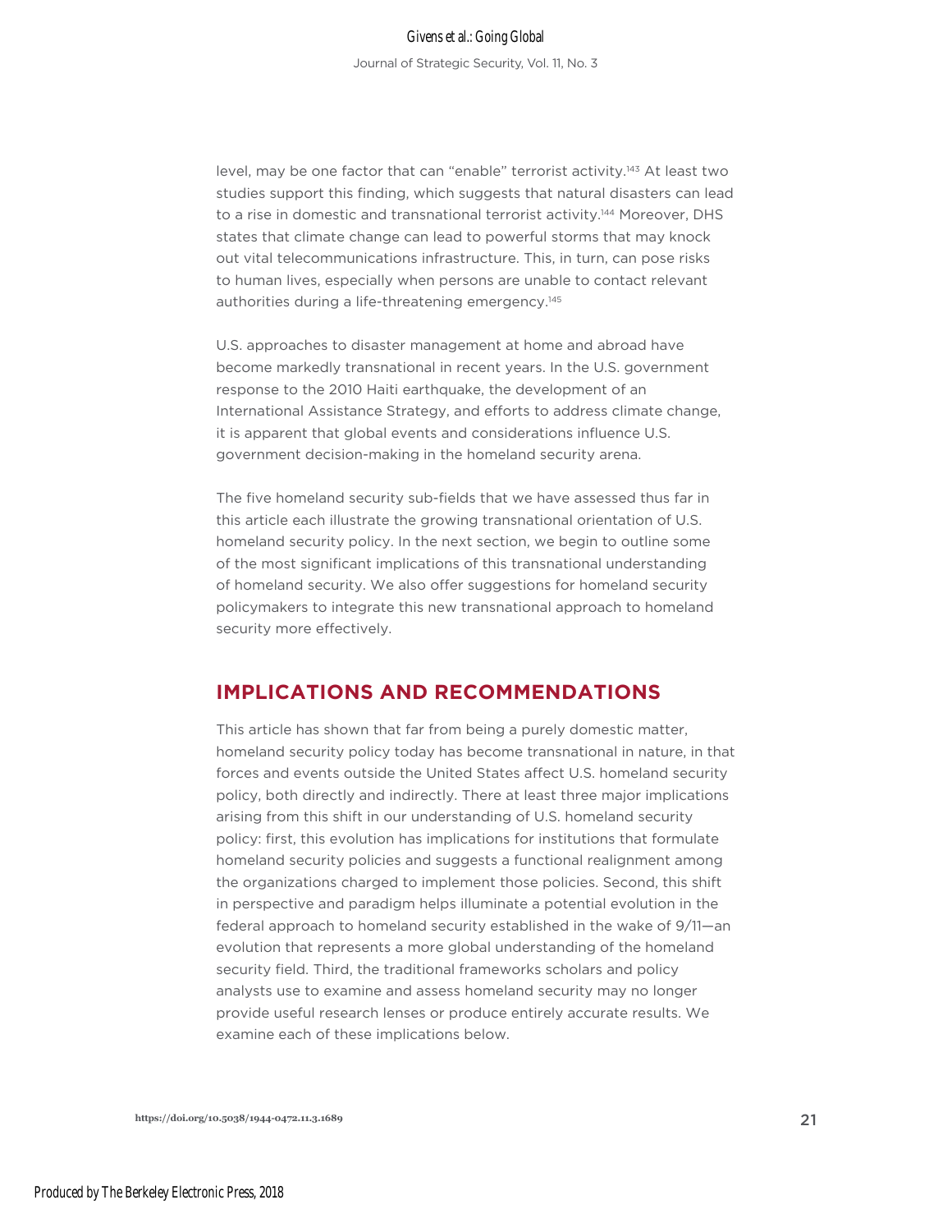level, may be one factor that can "enable" terrorist activity.[143] At least two studies support this finding, which suggests that natural disasters can lead to a rise in domestic and transnational terrorist activity.[144] Moreover, DHS states that climate change can lead to powerful storms that may knock out vital telecommunications infrastructure. This, in turn, can pose risks to human lives, especially when persons are unable to contact relevant authorities during a life-threatening emergency.[145]

U.S. approaches to disaster management at home and abroad have become markedly transnational in recent years. In the U.S. government response to the 2010 Haiti earthquake, the development of an International Assistance Strategy, and efforts to address climate change, it is apparent that global events and considerations influence U.S. government decision-making in the homeland security arena.

The five homeland security sub-fields that we have assessed thus far in this article each illustrate the growing transnational orientation of U.S. homeland security policy. In the next section, we begin to outline some of the most significant implications of this transnational understanding of homeland security. We also offer suggestions for homeland security policymakers to integrate this new transnational approach to homeland security more effectively.

## IMPLICATIONS AND RECOMMENDATIONS

This article has shown that far from being a purely domestic matter, homeland security policy today has become transnational in nature, in that forces and events outside the United States affect U.S. homeland security policy, both directly and indirectly. There at least three major implications arising from this shift in our understanding of U.S. homeland security policy: first, this evolution has implications for institutions that formulate homeland security policies and suggests a functional realignment among the organizations charged to implement those policies. Second, this shift in perspective and paradigm helps illuminate a potential evolution in the federal approach to homeland security established in the wake of 9/11—an evolution that represents a more global understanding of the homeland security field. Third, the traditional frameworks scholars and policy analysts use to examine and assess homeland security may no longer provide useful research lenses or produce entirely accurate results. We examine each of these implications below.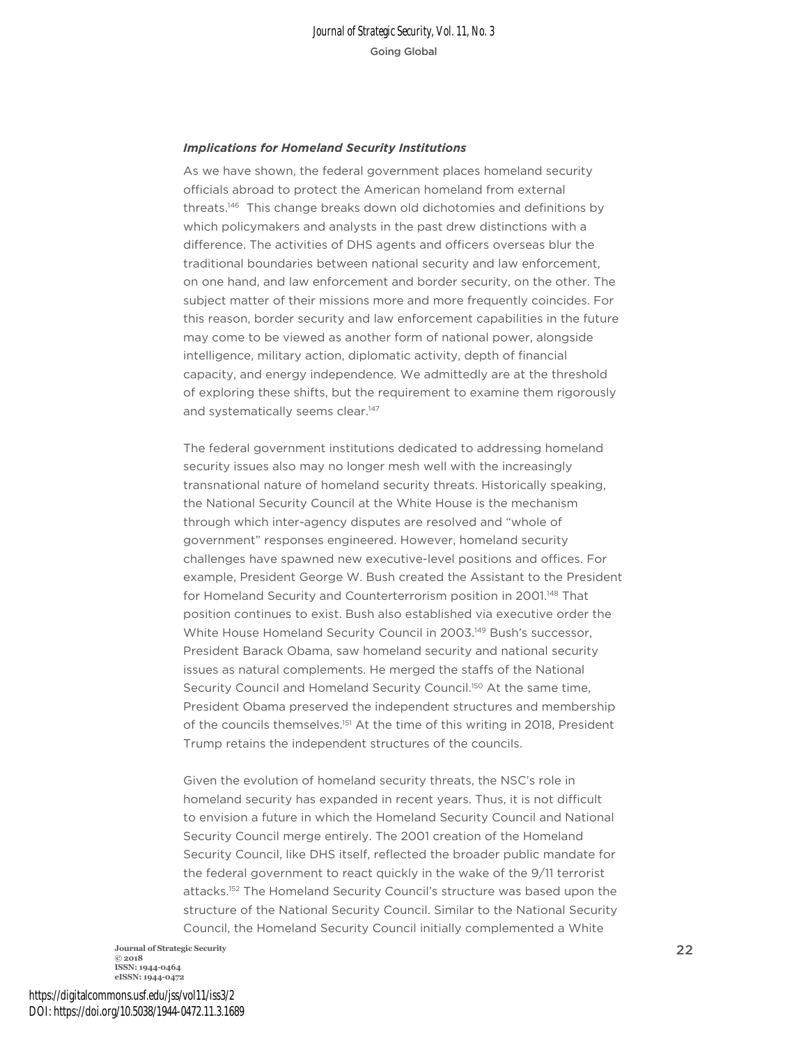### *Implications for Homeland Security Institutions*

As we have shown, the federal government places homeland security officials abroad to protect the American homeland from external threats.[146] This change breaks down old dichotomies and definitions by which policymakers and analysts in the past drew distinctions with a difference. The activities of DHS agents and officers overseas blur the traditional boundaries between national security and law enforcement, on one hand, and law enforcement and border security, on the other. The subject matter of their missions more and more frequently coincides. For this reason, border security and law enforcement capabilities in the future may come to be viewed as another form of national power, alongside intelligence, military action, diplomatic activity, depth of financial capacity, and energy independence. We admittedly are at the threshold of exploring these shifts, but the requirement to examine them rigorously and systematically seems clear.[147]

The federal government institutions dedicated to addressing homeland security issues also may no longer mesh well with the increasingly transnational nature of homeland security threats. Historically speaking, the National Security Council at the White House is the mechanism through which inter-agency disputes are resolved and "whole of government" responses engineered. However, homeland security challenges have spawned new executive-level positions and offices. For example, President George W. Bush created the Assistant to the President for Homeland Security and Counterterrorism position in 2001.[148] That position continues to exist. Bush also established via executive order the White House Homeland Security Council in 2003.[149] Bush's successor, President Barack Obama, saw homeland security and national security issues as natural complements. He merged the staffs of the National Security Council and Homeland Security Council.[150] At the same time, President Obama preserved the independent structures and membership of the councils themselves.[151] At the time of this writing in 2018, President Trump retains the independent structures of the councils.

Given the evolution of homeland security threats, the NSC's role in homeland security has expanded in recent years. Thus, it is not difficult to envision a future in which the Homeland Security Council and National Security Council merge entirely. The 2001 creation of the Homeland Security Council, like DHS itself, reflected the broader public mandate for the federal government to react quickly in the wake of the 9/11 terrorist attacks.[152] The Homeland Security Council's structure was based upon the structure of the National Security Council. Similar to the National Security Council, the Homeland Security Council initially complemented a White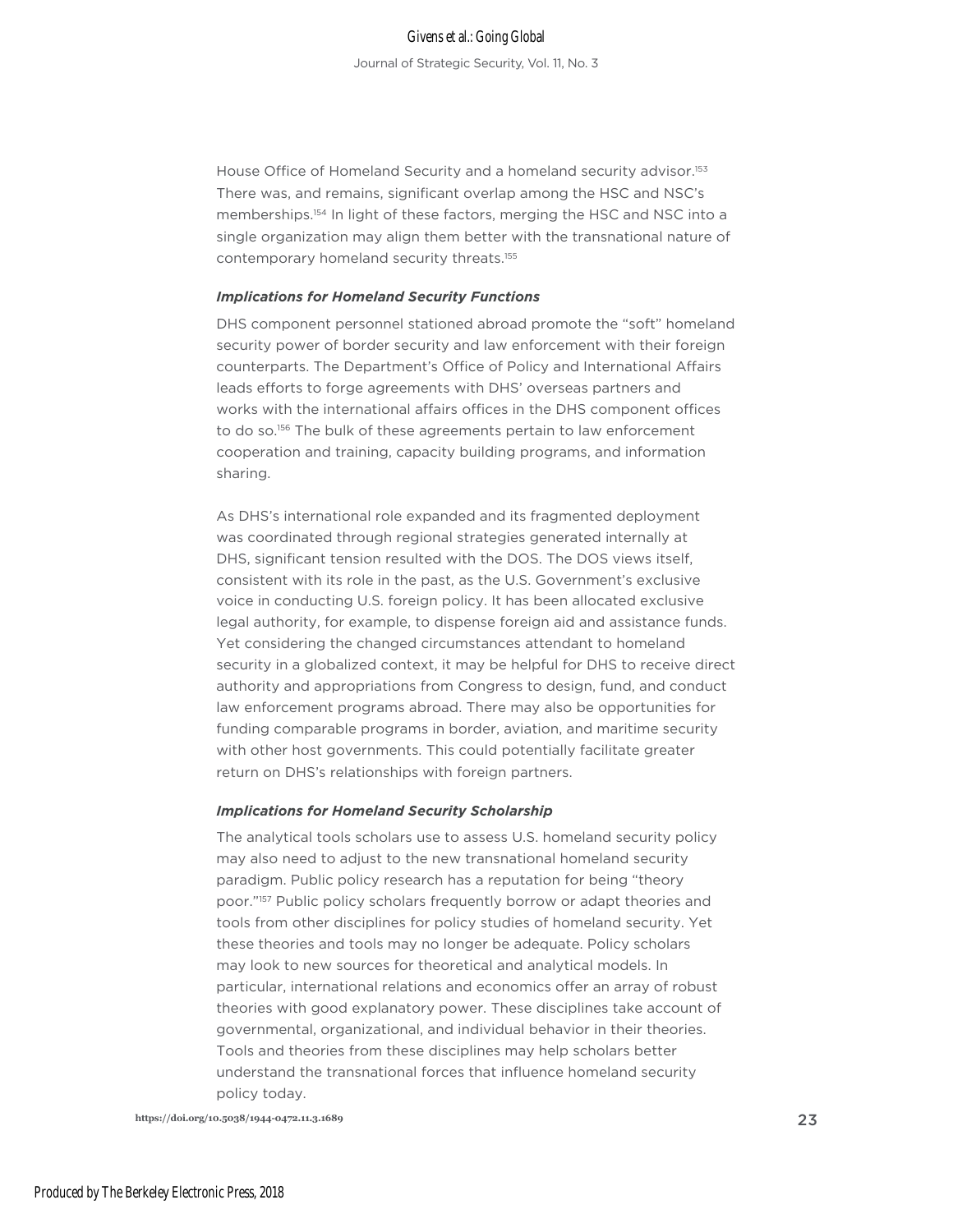House Office of Homeland Security and a homeland security advisor.[153] There was, and remains, significant overlap among the HSC and NSC's memberships.[154] In light of these factors, merging the HSC and NSC into a single organization may align them better with the transnational nature of contemporary homeland security threats.[155]

### *Implications for Homeland Security Functions*

DHS component personnel stationed abroad promote the "soft" homeland security power of border security and law enforcement with their foreign counterparts. The Department's Office of Policy and International Affairs leads efforts to forge agreements with DHS' overseas partners and works with the international affairs offices in the DHS component offices to do so.[156] The bulk of these agreements pertain to law enforcement cooperation and training, capacity building programs, and information sharing.

As DHS's international role expanded and its fragmented deployment was coordinated through regional strategies generated internally at DHS, significant tension resulted with the DOS. The DOS views itself, consistent with its role in the past, as the U.S. Government's exclusive voice in conducting U.S. foreign policy. It has been allocated exclusive legal authority, for example, to dispense foreign aid and assistance funds. Yet considering the changed circumstances attendant to homeland security in a globalized context, it may be helpful for DHS to receive direct authority and appropriations from Congress to design, fund, and conduct law enforcement programs abroad. There may also be opportunities for funding comparable programs in border, aviation, and maritime security with other host governments. This could potentially facilitate greater return on DHS's relationships with foreign partners.

### *Implications for Homeland Security Scholarship*

The analytical tools scholars use to assess U.S. homeland security policy may also need to adjust to the new transnational homeland security paradigm. Public policy research has a reputation for being "theory poor."[157] Public policy scholars frequently borrow or adapt theories and tools from other disciplines for policy studies of homeland security. Yet these theories and tools may no longer be adequate. Policy scholars may look to new sources for theoretical and analytical models. In particular, international relations and economics offer an array of robust theories with good explanatory power. These disciplines take account of governmental, organizational, and individual behavior in their theories. Tools and theories from these disciplines may help scholars better understand the transnational forces that influence homeland security policy today.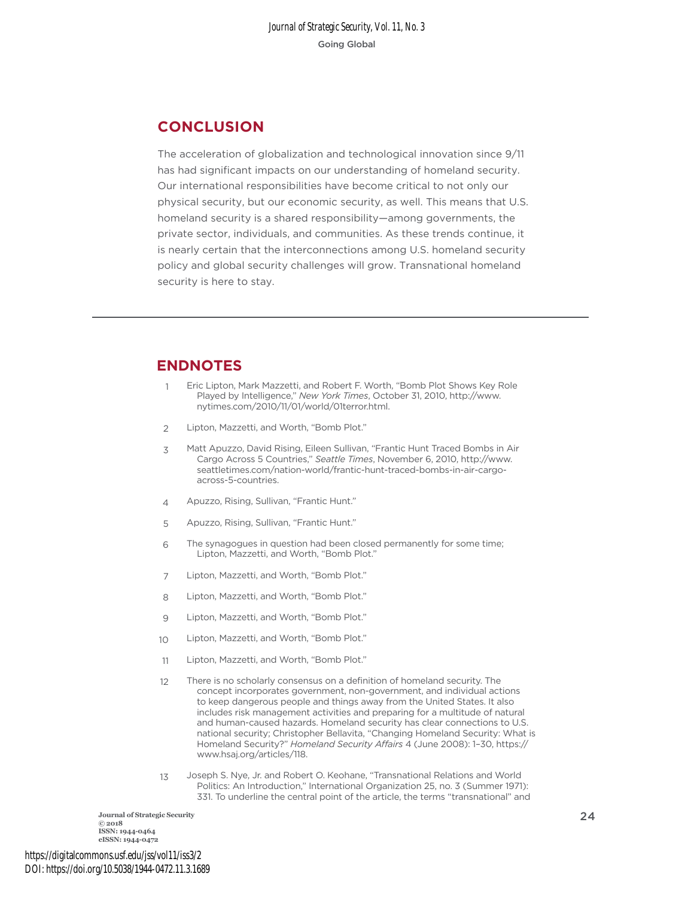## CONCLUSION

The acceleration of globalization and technological innovation since 9/11 has had significant impacts on our understanding of homeland security. Our international responsibilities have become critical to not only our physical security, but our economic security, as well. This means that U.S. homeland security is a shared responsibility—among governments, the private sector, individuals, and communities. As these trends continue, it is nearly certain that the interconnections among U.S. homeland security policy and global security challenges will grow. Transnational homeland security is here to stay.

---

## ENDNOTES

1. Eric Lipton, Mark Mazzetti, and Robert F. Worth, "Bomb Plot Shows Key Role Played by Intelligence," *New York Times*, October 31, 2010, http://www.nytimes.com/2010/11/01/world/01terror.html.

2. Lipton, Mazzetti, and Worth, "Bomb Plot."

3. Matt Apuzzo, David Rising, Eileen Sullivan, "Frantic Hunt Traced Bombs in Air Cargo Across 5 Countries," *Seattle Times*, November 6, 2010, http://www.seattletimes.com/nation-world/frantic-hunt-traced-bombs-in-air-cargo-across-5-countries.

4. Apuzzo, Rising, Sullivan, "Frantic Hunt."

5. Apuzzo, Rising, Sullivan, "Frantic Hunt."

6. The synagogues in question had been closed permanently for some time; Lipton, Mazzetti, and Worth, "Bomb Plot."

7. Lipton, Mazzetti, and Worth, "Bomb Plot."

8. Lipton, Mazzetti, and Worth, "Bomb Plot."

9. Lipton, Mazzetti, and Worth, "Bomb Plot."

10. Lipton, Mazzetti, and Worth, "Bomb Plot."

11. Lipton, Mazzetti, and Worth, "Bomb Plot."

12. There is no scholarly consensus on a definition of homeland security. The concept incorporates government, non-government, and individual actions to keep dangerous people and things away from the United States. It also includes risk management activities and preparing for a multitude of natural and human-caused hazards. Homeland security has clear connections to U.S. national security; Christopher Bellavita, "Changing Homeland Security: What is Homeland Security?" *Homeland Security Affairs* 4 (June 2008): 1–30, https://www.hsaj.org/articles/118.

13. Joseph S. Nye, Jr. and Robert O. Keohane, "Transnational Relations and World Politics: An Introduction," International Organization 25, no. 3 (Summer 1971): 331. To underline the central point of the article, the terms "transnational" and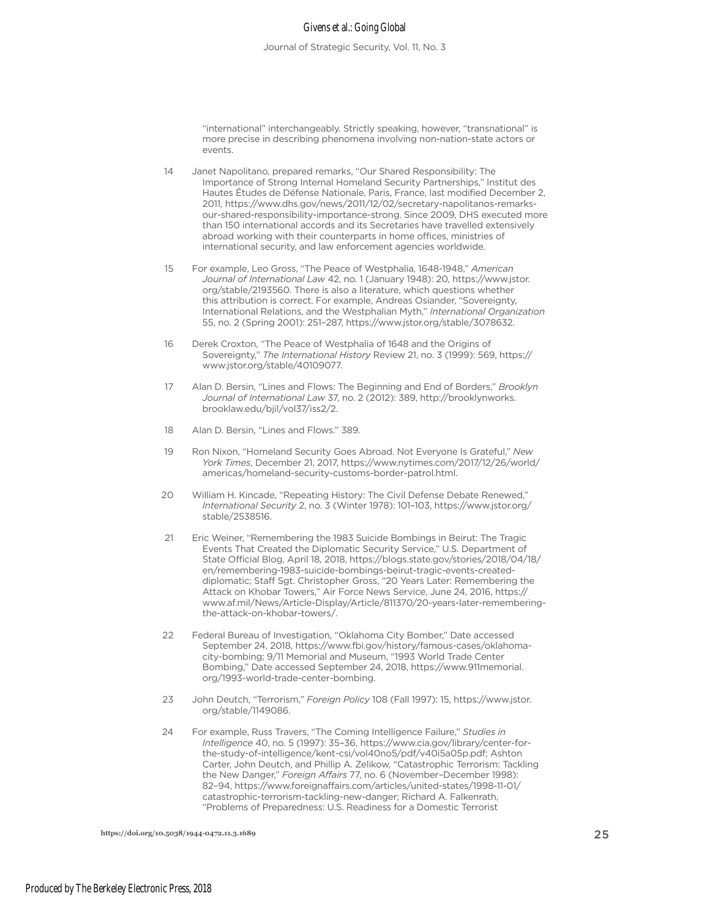"international" interchangeably. Strictly speaking, however, "transnational" is more precise in describing phenomena involving non-nation-state actors or events.

14 Janet Napolitano, prepared remarks, "Our Shared Responsibility: The Importance of Strong Internal Homeland Security Partnerships," Institut des Hautes Études de Défense Nationale, Paris, France, last modified December 2, 2011, https://www.dhs.gov/news/2011/12/02/secretary-napolitanos-remarks-our-shared-responsibility-importance-strong. Since 2009, DHS executed more than 150 international accords and its Secretaries have travelled extensively abroad working with their counterparts in home offices, ministries of international security, and law enforcement agencies worldwide.

15 For example, Leo Gross, "The Peace of Westphalia, 1648-1948," *American Journal of International Law* 42, no. 1 (January 1948): 20, https://www.jstor.org/stable/2193560. There is also a literature, which questions whether this attribution is correct. For example, Andreas Osiander, "Sovereignty, International Relations, and the Westphalian Myth," *International Organization* 55, no. 2 (Spring 2001): 251–287, https://www.jstor.org/stable/3078632.

16 Derek Croxton, "The Peace of Westphalia of 1648 and the Origins of Sovereignty," *The International History* Review 21, no. 3 (1999): 569, https://www.jstor.org/stable/40109077.

17 Alan D. Bersin, "Lines and Flows: The Beginning and End of Borders," *Brooklyn Journal of International Law* 37, no. 2 (2012): 389, http://brooklynworks.brooklaw.edu/bjil/vol37/iss2/2.

18 Alan D. Bersin, "Lines and Flows." 389.

19 Ron Nixon, "Homeland Security Goes Abroad. Not Everyone Is Grateful," *New York Times*, December 21, 2017, https://www.nytimes.com/2017/12/26/world/americas/homeland-security-customs-border-patrol.html.

20 William H. Kincade, "Repeating History: The Civil Defense Debate Renewed," *International Security* 2, no. 3 (Winter 1978): 101–103, https://www.jstor.org/stable/2538516.

21 Eric Weiner, "Remembering the 1983 Suicide Bombings in Beirut: The Tragic Events That Created the Diplomatic Security Service," U.S. Department of State Official Blog, April 18, 2018, https://blogs.state.gov/stories/2018/04/18/en/remembering-1983-suicide-bombings-beirut-tragic-events-created-diplomatic; Staff Sgt. Christopher Gross, "20 Years Later: Remembering the Attack on Khobar Towers," Air Force News Service, June 24, 2016, https://www.af.mil/News/Article-Display/Article/811370/20-years-later-remembering-the-attack-on-khobar-towers/.

22 Federal Bureau of Investigation, "Oklahoma City Bomber," Date accessed September 24, 2018, https://www.fbi.gov/history/famous-cases/oklahoma-city-bombing; 9/11 Memorial and Museum, "1993 World Trade Center Bombing," Date accessed September 24, 2018, https://www.911memorial.org/1993-world-trade-center-bombing.

23 John Deutch, "Terrorism," *Foreign Policy* 108 (Fall 1997): 15, https://www.jstor.org/stable/1149086.

24 For example, Russ Travers, "The Coming Intelligence Failure," *Studies in Intelligence* 40, no. 5 (1997): 35–36, https://www.cia.gov/library/center-for-the-study-of-intelligence/kent-csi/vol40no5/pdf/v40i5a05p.pdf; Ashton Carter, John Deutch, and Phillip A. Zelikow, "Catastrophic Terrorism: Tackling the New Danger," *Foreign Affairs* 77, no. 6 (November–December 1998): 82–94, https://www.foreignaffairs.com/articles/united-states/1998-11-01/catastrophic-terrorism-tackling-new-danger; Richard A. Falkenrath, "Problems of Preparedness: U.S. Readiness for a Domestic Terrorist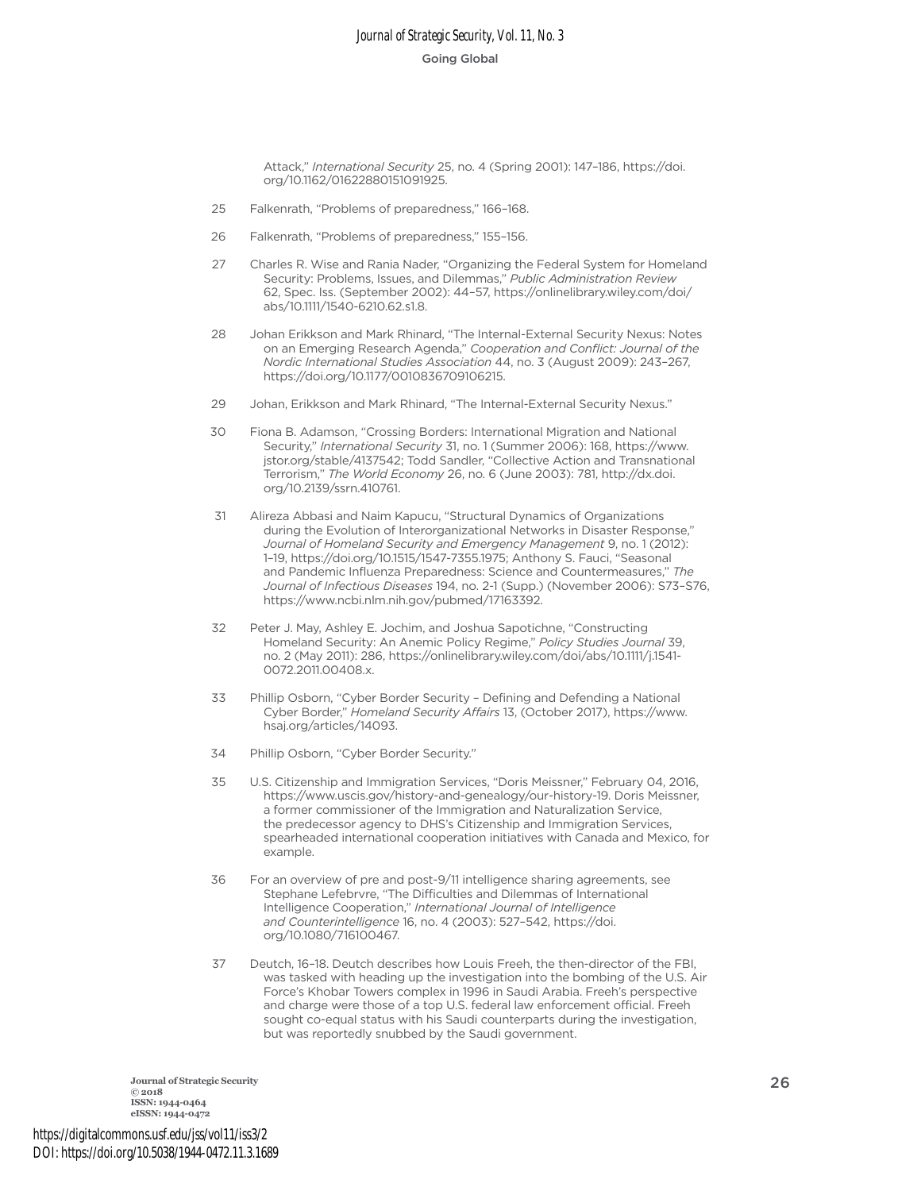Attack," *International Security* 25, no. 4 (Spring 2001): 147–186, https://doi.org/10.1162/01622880151091925.

25 Falkenrath, "Problems of preparedness," 166–168.

26 Falkenrath, "Problems of preparedness," 155–156.

27 Charles R. Wise and Rania Nader, "Organizing the Federal System for Homeland Security: Problems, Issues, and Dilemmas," *Public Administration Review* 62, Spec. Iss. (September 2002): 44–57, https://onlinelibrary.wiley.com/doi/abs/10.1111/1540-6210.62.s1.8.

28 Johan Erikkson and Mark Rhinard, "The Internal-External Security Nexus: Notes on an Emerging Research Agenda," *Cooperation and Conflict: Journal of the Nordic International Studies Association* 44, no. 3 (August 2009): 243–267, https://doi.org/10.1177/0010836709106215.

29 Johan, Erikkson and Mark Rhinard, "The Internal-External Security Nexus."

30 Fiona B. Adamson, "Crossing Borders: International Migration and National Security," *International Security* 31, no. 1 (Summer 2006): 168, https://www.jstor.org/stable/4137542; Todd Sandler, "Collective Action and Transnational Terrorism," *The World Economy* 26, no. 6 (June 2003): 781, http://dx.doi.org/10.2139/ssrn.410761.

31 Alireza Abbasi and Naim Kapucu, "Structural Dynamics of Organizations during the Evolution of Interorganizational Networks in Disaster Response," *Journal of Homeland Security and Emergency Management* 9, no. 1 (2012): 1–19, https://doi.org/10.1515/1547-7355.1975; Anthony S. Fauci, "Seasonal and Pandemic Influenza Preparedness: Science and Countermeasures," *The Journal of Infectious Diseases* 194, no. 2-1 (Supp.) (November 2006): S73–S76, https://www.ncbi.nlm.nih.gov/pubmed/17163392.

32 Peter J. May, Ashley E. Jochim, and Joshua Sapotichne, "Constructing Homeland Security: An Anemic Policy Regime," *Policy Studies Journal* 39, no. 2 (May 2011): 286, https://onlinelibrary.wiley.com/doi/abs/10.1111/j.1541-0072.2011.00408.x.

33 Phillip Osborn, "Cyber Border Security – Defining and Defending a National Cyber Border," *Homeland Security Affairs* 13, (October 2017), https://www.hsaj.org/articles/14093.

34 Phillip Osborn, "Cyber Border Security."

35 U.S. Citizenship and Immigration Services, "Doris Meissner," February 04, 2016, https://www.uscis.gov/history-and-genealogy/our-history-19. Doris Meissner, a former commissioner of the Immigration and Naturalization Service, the predecessor agency to DHS's Citizenship and Immigration Services, spearheaded international cooperation initiatives with Canada and Mexico, for example.

36 For an overview of pre and post-9/11 intelligence sharing agreements, see Stephane Lefebrvre, "The Difficulties and Dilemmas of International Intelligence Cooperation," *International Journal of Intelligence and Counterintelligence* 16, no. 4 (2003): 527–542, https://doi.org/10.1080/716100467.

37 Deutch, 16–18. Deutch describes how Louis Freeh, the then-director of the FBI, was tasked with heading up the investigation into the bombing of the U.S. Air Force's Khobar Towers complex in 1996 in Saudi Arabia. Freeh's perspective and charge were those of a top U.S. federal law enforcement official. Freeh sought co-equal status with his Saudi counterparts during the investigation, but was reportedly snubbed by the Saudi government.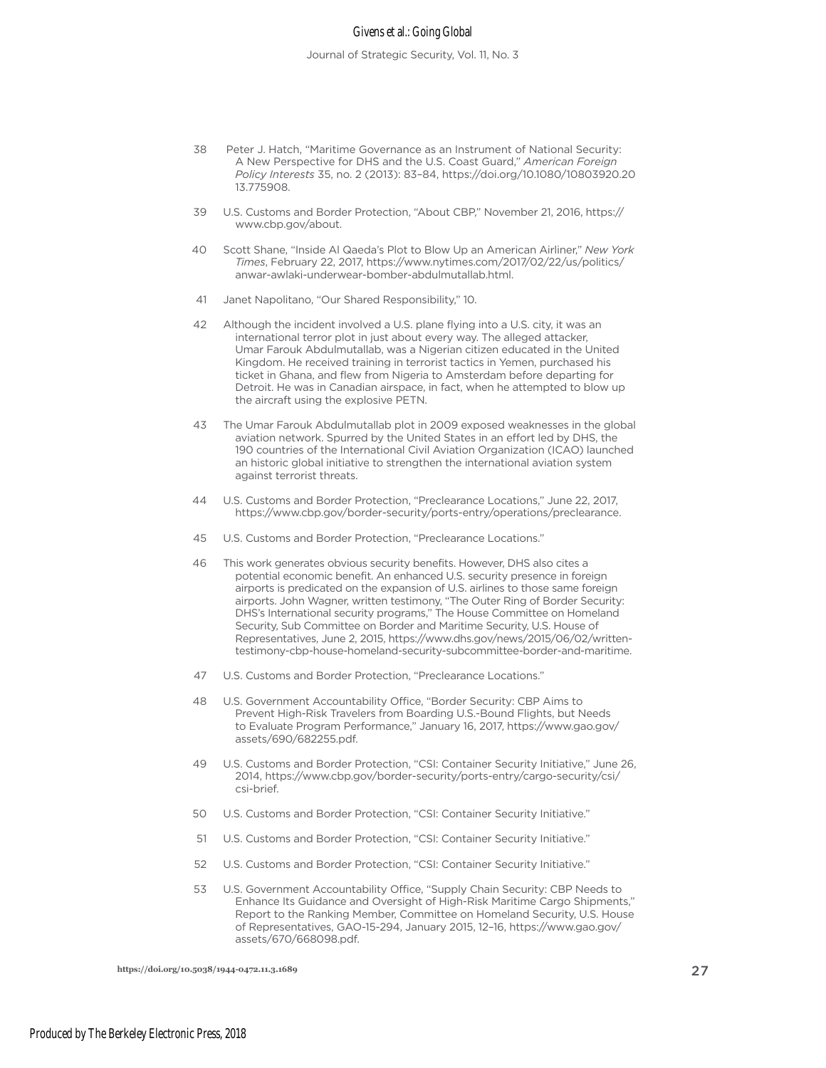38 Peter J. Hatch, "Maritime Governance as an Instrument of National Security: A New Perspective for DHS and the U.S. Coast Guard," *American Foreign Policy Interests* 35, no. 2 (2013): 83–84, https://doi.org/10.1080/10803920.2013.775908.

39 U.S. Customs and Border Protection, "About CBP," November 21, 2016, https://www.cbp.gov/about.

40 Scott Shane, "Inside Al Qaeda's Plot to Blow Up an American Airliner," *New York Times*, February 22, 2017, https://www.nytimes.com/2017/02/22/us/politics/anwar-awlaki-underwear-bomber-abdulmutallab.html.

41 Janet Napolitano, "Our Shared Responsibility," 10.

42 Although the incident involved a U.S. plane flying into a U.S. city, it was an international terror plot in just about every way. The alleged attacker, Umar Farouk Abdulmutallab, was a Nigerian citizen educated in the United Kingdom. He received training in terrorist tactics in Yemen, purchased his ticket in Ghana, and flew from Nigeria to Amsterdam before departing for Detroit. He was in Canadian airspace, in fact, when he attempted to blow up the aircraft using the explosive PETN.

43 The Umar Farouk Abdulmutallab plot in 2009 exposed weaknesses in the global aviation network. Spurred by the United States in an effort led by DHS, the 190 countries of the International Civil Aviation Organization (ICAO) launched an historic global initiative to strengthen the international aviation system against terrorist threats.

44 U.S. Customs and Border Protection, "Preclearance Locations," June 22, 2017, https://www.cbp.gov/border-security/ports-entry/operations/preclearance.

45 U.S. Customs and Border Protection, "Preclearance Locations."

46 This work generates obvious security benefits. However, DHS also cites a potential economic benefit. An enhanced U.S. security presence in foreign airports is predicated on the expansion of U.S. airlines to those same foreign airports. John Wagner, written testimony, "The Outer Ring of Border Security: DHS's International security programs," The House Committee on Homeland Security, Sub Committee on Border and Maritime Security, U.S. House of Representatives, June 2, 2015, https://www.dhs.gov/news/2015/06/02/written-testimony-cbp-house-homeland-security-subcommittee-border-and-maritime.

47 U.S. Customs and Border Protection, "Preclearance Locations."

48 U.S. Government Accountability Office, "Border Security: CBP Aims to Prevent High-Risk Travelers from Boarding U.S.-Bound Flights, but Needs to Evaluate Program Performance," January 16, 2017, https://www.gao.gov/assets/690/682255.pdf.

49 U.S. Customs and Border Protection, "CSI: Container Security Initiative," June 26, 2014, https://www.cbp.gov/border-security/ports-entry/cargo-security/csi/csi-brief.

50 U.S. Customs and Border Protection, "CSI: Container Security Initiative."

51 U.S. Customs and Border Protection, "CSI: Container Security Initiative."

52 U.S. Customs and Border Protection, "CSI: Container Security Initiative."

53 U.S. Government Accountability Office, "Supply Chain Security: CBP Needs to Enhance Its Guidance and Oversight of High-Risk Maritime Cargo Shipments," Report to the Ranking Member, Committee on Homeland Security, U.S. House of Representatives, GAO-15-294, January 2015, 12–16, https://www.gao.gov/assets/670/668098.pdf.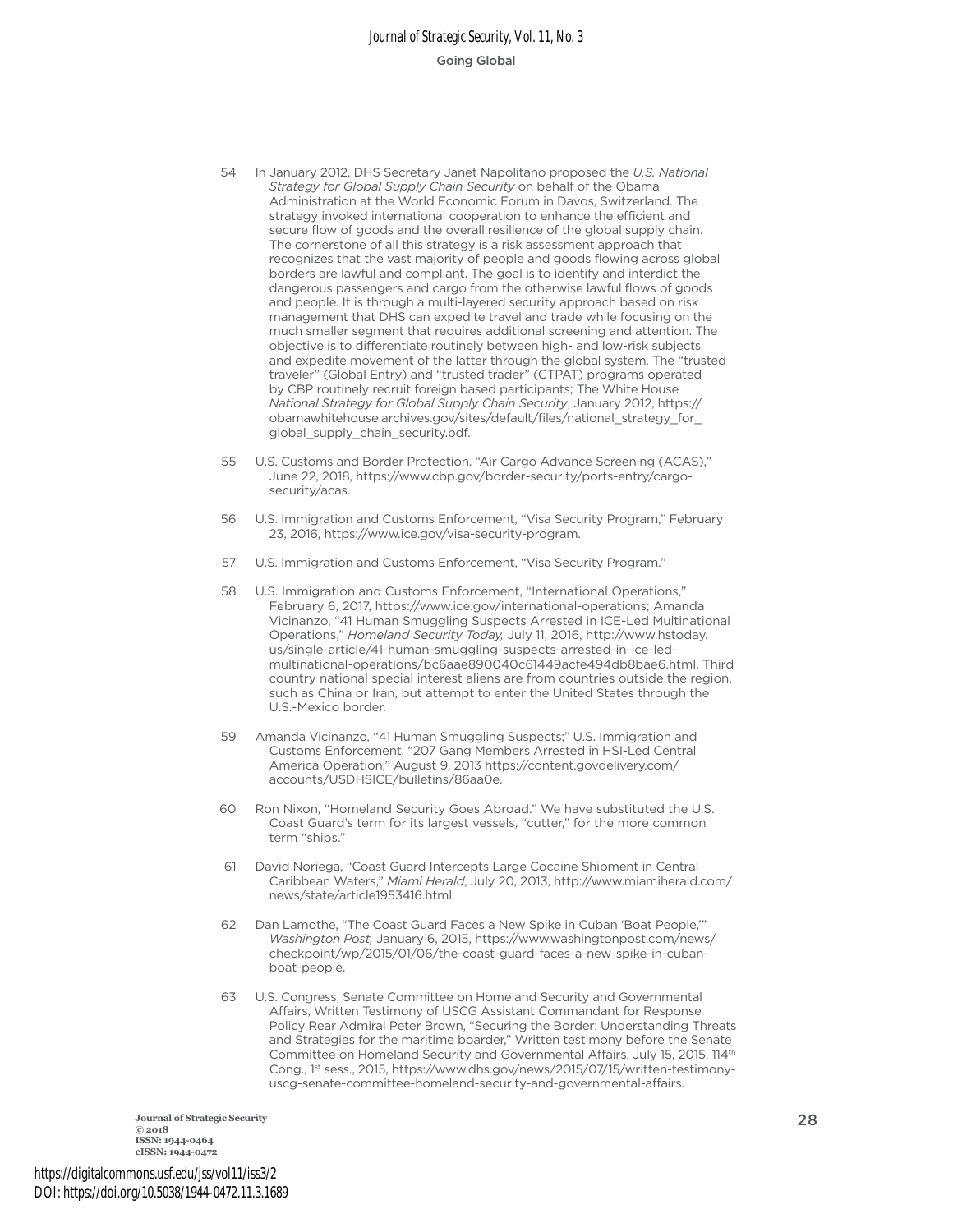54 In January 2012, DHS Secretary Janet Napolitano proposed the *U.S. National Strategy for Global Supply Chain Security* on behalf of the Obama Administration at the World Economic Forum in Davos, Switzerland. The strategy invoked international cooperation to enhance the efficient and secure flow of goods and the overall resilience of the global supply chain. The cornerstone of all this strategy is a risk assessment approach that recognizes that the vast majority of people and goods flowing across global borders are lawful and compliant. The goal is to identify and interdict the dangerous passengers and cargo from the otherwise lawful flows of goods and people. It is through a multi-layered security approach based on risk management that DHS can expedite travel and trade while focusing on the much smaller segment that requires additional screening and attention. The objective is to differentiate routinely between high- and low-risk subjects and expedite movement of the latter through the global system. The "trusted traveler" (Global Entry) and "trusted trader" (CTPAT) programs operated by CBP routinely recruit foreign based participants; The White House *National Strategy for Global Supply Chain Security*, January 2012, https://obamawhitehouse.archives.gov/sites/default/files/national_strategy_for_global_supply_chain_security.pdf.

55 U.S. Customs and Border Protection. "Air Cargo Advance Screening (ACAS)," June 22, 2018, https://www.cbp.gov/border-security/ports-entry/cargo-security/acas.

56 U.S. Immigration and Customs Enforcement, "Visa Security Program," February 23, 2016, https://www.ice.gov/visa-security-program.

57 U.S. Immigration and Customs Enforcement, "Visa Security Program."

58 U.S. Immigration and Customs Enforcement, "International Operations," February 6, 2017, https://www.ice.gov/international-operations; Amanda Vicinanzo, "41 Human Smuggling Suspects Arrested in ICE-Led Multinational Operations," *Homeland Security Today,* July 11, 2016, http://www.hstoday.us/single-article/41-human-smuggling-suspects-arrested-in-ice-led-multinational-operations/bc6aae890040c61449acfe494db8bae6.html. Third country national special interest aliens are from countries outside the region, such as China or Iran, but attempt to enter the United States through the U.S.-Mexico border.

59 Amanda Vicinanzo, "41 Human Smuggling Suspects;" U.S. Immigration and Customs Enforcement, "207 Gang Members Arrested in HSI-Led Central America Operation," August 9, 2013 https://content.govdelivery.com/accounts/USDHSICE/bulletins/86aa0e.

60 Ron Nixon, "Homeland Security Goes Abroad." We have substituted the U.S. Coast Guard's term for its largest vessels, "cutter," for the more common term "ships."

61 David Noriega, "Coast Guard Intercepts Large Cocaine Shipment in Central Caribbean Waters," *Miami Herald*, July 20, 2013, http://www.miamiherald.com/news/state/article1953416.html.

62 Dan Lamothe, "The Coast Guard Faces a New Spike in Cuban 'Boat People,'" *Washington Post,* January 6, 2015, https://www.washingtonpost.com/news/checkpoint/wp/2015/01/06/the-coast-guard-faces-a-new-spike-in-cuban-boat-people.

63 U.S. Congress, Senate Committee on Homeland Security and Governmental Affairs, Written Testimony of USCG Assistant Commandant for Response Policy Rear Admiral Peter Brown, "Securing the Border: Understanding Threats and Strategies for the maritime boarder," Written testimony before the Senate Committee on Homeland Security and Governmental Affairs, July 15, 2015, 114th Cong., 1st sess., 2015, https://www.dhs.gov/news/2015/07/15/written-testimony-uscg-senate-committee-homeland-security-and-governmental-affairs.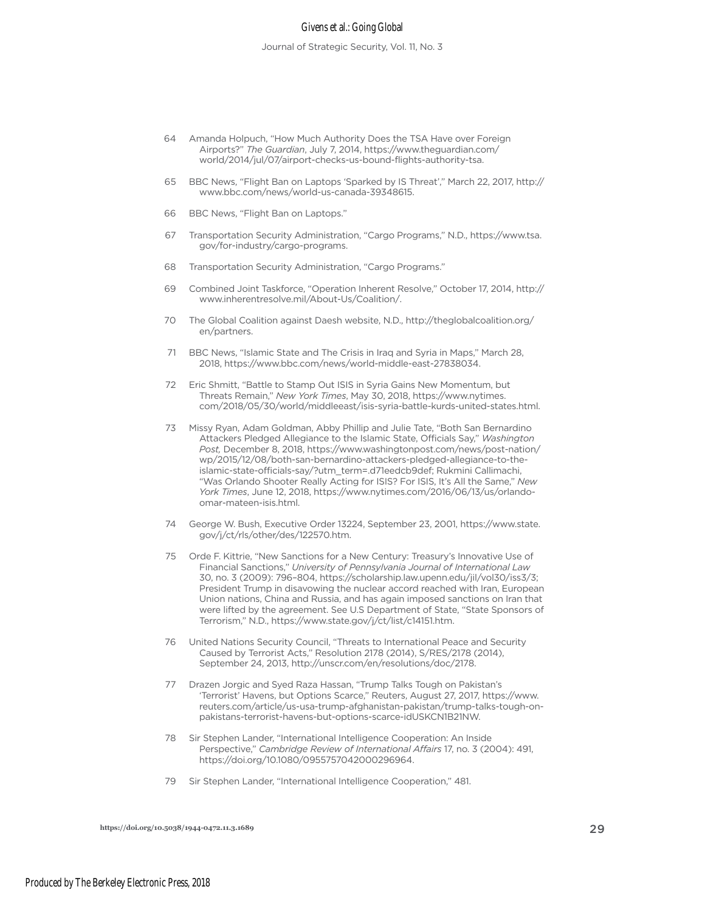64 Amanda Holpuch, "How Much Authority Does the TSA Have over Foreign Airports?" *The Guardian*, July 7, 2014, https://www.theguardian.com/world/2014/jul/07/airport-checks-us-bound-flights-authority-tsa.

65 BBC News, "Flight Ban on Laptops 'Sparked by IS Threat'," March 22, 2017, http://www.bbc.com/news/world-us-canada-39348615.

66 BBC News, "Flight Ban on Laptops."

67 Transportation Security Administration, "Cargo Programs," N.D., https://www.tsa.gov/for-industry/cargo-programs.

68 Transportation Security Administration, "Cargo Programs."

69 Combined Joint Taskforce, "Operation Inherent Resolve," October 17, 2014, http://www.inherentresolve.mil/About-Us/Coalition/.

70 The Global Coalition against Daesh website, N.D., http://theglobalcoalition.org/en/partners.

71 BBC News, "Islamic State and The Crisis in Iraq and Syria in Maps," March 28, 2018, https://www.bbc.com/news/world-middle-east-27838034.

72 Eric Shmitt, "Battle to Stamp Out ISIS in Syria Gains New Momentum, but Threats Remain," *New York Times*, May 30, 2018, https://www.nytimes.com/2018/05/30/world/middleeast/isis-syria-battle-kurds-united-states.html.

73 Missy Ryan, Adam Goldman, Abby Phillip and Julie Tate, "Both San Bernardino Attackers Pledged Allegiance to the Islamic State, Officials Say," *Washington Post,* December 8, 2018, https://www.washingtonpost.com/news/post-nation/wp/2015/12/08/both-san-bernardino-attackers-pledged-allegiance-to-the-islamic-state-officials-say/?utm_term=.d71eedcb9def; Rukmini Callimachi, "Was Orlando Shooter Really Acting for ISIS? For ISIS, It's All the Same," *New York Times*, June 12, 2018, https://www.nytimes.com/2016/06/13/us/orlando-omar-mateen-isis.html.

74 George W. Bush, Executive Order 13224, September 23, 2001, https://www.state.gov/j/ct/rls/other/des/122570.htm.

75 Orde F. Kittrie, "New Sanctions for a New Century: Treasury's Innovative Use of Financial Sanctions," *University of Pennsylvania Journal of International Law* 30, no. 3 (2009): 796–804, https://scholarship.law.upenn.edu/jil/vol30/iss3/3; President Trump in disavowing the nuclear accord reached with Iran, European Union nations, China and Russia, and has again imposed sanctions on Iran that were lifted by the agreement. See U.S Department of State, "State Sponsors of Terrorism," N.D., https://www.state.gov/j/ct/list/c14151.htm.

76 United Nations Security Council, "Threats to International Peace and Security Caused by Terrorist Acts," Resolution 2178 (2014), S/RES/2178 (2014), September 24, 2013, http://unscr.com/en/resolutions/doc/2178.

77 Drazen Jorgic and Syed Raza Hassan, "Trump Talks Tough on Pakistan's 'Terrorist' Havens, but Options Scarce," Reuters, August 27, 2017, https://www.reuters.com/article/us-usa-trump-afghanistan-pakistan/trump-talks-tough-on-pakistans-terrorist-havens-but-options-scarce-idUSKCN1B21NW.

78 Sir Stephen Lander, "International Intelligence Cooperation: An Inside Perspective," *Cambridge Review of International Affairs* 17, no. 3 (2004): 491, https://doi.org/10.1080/0955757042000296964.

79 Sir Stephen Lander, "International Intelligence Cooperation," 481.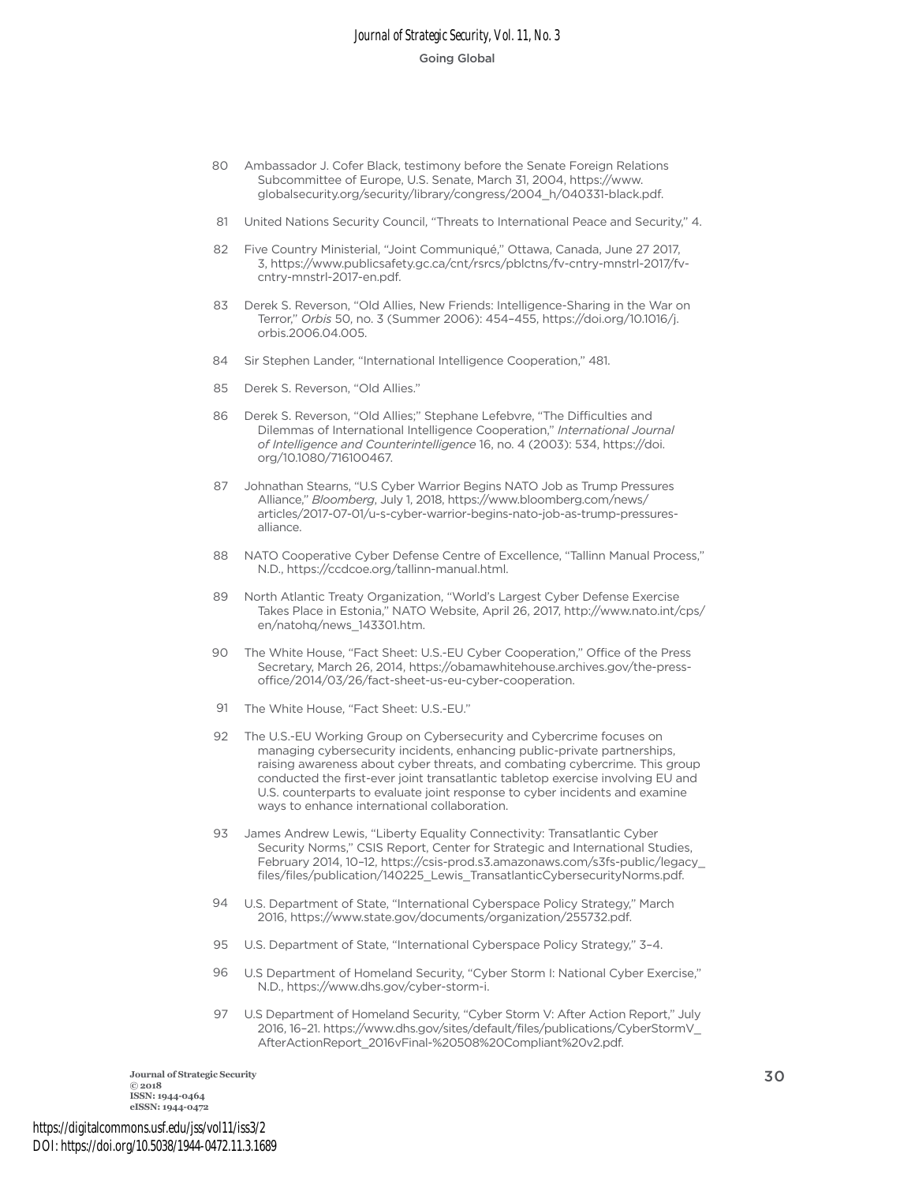80 Ambassador J. Cofer Black, testimony before the Senate Foreign Relations Subcommittee of Europe, U.S. Senate, March 31, 2004, https://www.globalsecurity.org/security/library/congress/2004_h/040331-black.pdf.

81 United Nations Security Council, "Threats to International Peace and Security," 4.

82 Five Country Ministerial, "Joint Communiqué," Ottawa, Canada, June 27 2017, 3, https://www.publicsafety.gc.ca/cnt/rsrcs/pblctns/fv-cntry-mnstrl-2017/fv-cntry-mnstrl-2017-en.pdf.

83 Derek S. Reverson, "Old Allies, New Friends: Intelligence-Sharing in the War on Terror," *Orbis* 50, no. 3 (Summer 2006): 454–455, https://doi.org/10.1016/j.orbis.2006.04.005.

84 Sir Stephen Lander, "International Intelligence Cooperation," 481.

85 Derek S. Reverson, "Old Allies."

86 Derek S. Reverson, "Old Allies;" Stephane Lefebvre, "The Difficulties and Dilemmas of International Intelligence Cooperation," *International Journal of Intelligence and Counterintelligence* 16, no. 4 (2003): 534, https://doi.org/10.1080/716100467.

87 Johnathan Stearns, "U.S Cyber Warrior Begins NATO Job as Trump Pressures Alliance," *Bloomberg*, July 1, 2018, https://www.bloomberg.com/news/articles/2017-07-01/u-s-cyber-warrior-begins-nato-job-as-trump-pressures-alliance.

88 NATO Cooperative Cyber Defense Centre of Excellence, "Tallinn Manual Process," N.D., https://ccdcoe.org/tallinn-manual.html.

89 North Atlantic Treaty Organization, "World's Largest Cyber Defense Exercise Takes Place in Estonia," NATO Website, April 26, 2017, http://www.nato.int/cps/en/natohq/news_143301.htm.

90 The White House, "Fact Sheet: U.S.-EU Cyber Cooperation," Office of the Press Secretary, March 26, 2014, https://obamawhitehouse.archives.gov/the-press-office/2014/03/26/fact-sheet-us-eu-cyber-cooperation.

91 The White House, "Fact Sheet: U.S.-EU."

92 The U.S.-EU Working Group on Cybersecurity and Cybercrime focuses on managing cybersecurity incidents, enhancing public-private partnerships, raising awareness about cyber threats, and combating cybercrime. This group conducted the first-ever joint transatlantic tabletop exercise involving EU and U.S. counterparts to evaluate joint response to cyber incidents and examine ways to enhance international collaboration.

93 James Andrew Lewis, "Liberty Equality Connectivity: Transatlantic Cyber Security Norms," CSIS Report, Center for Strategic and International Studies, February 2014, 10–12, https://csis-prod.s3.amazonaws.com/s3fs-public/legacy_files/files/publication/140225_Lewis_TransatlanticCybersecurityNorms.pdf.

94 U.S. Department of State, "International Cyberspace Policy Strategy," March 2016, https://www.state.gov/documents/organization/255732.pdf.

95 U.S. Department of State, "International Cyberspace Policy Strategy," 3–4.

96 U.S Department of Homeland Security, "Cyber Storm I: National Cyber Exercise," N.D., https://www.dhs.gov/cyber-storm-i.

97 U.S Department of Homeland Security, "Cyber Storm V: After Action Report," July 2016, 16–21. https://www.dhs.gov/sites/default/files/publications/CyberStormV_AfterActionReport_2016vFinal-%20508%20Compliant%20v2.pdf.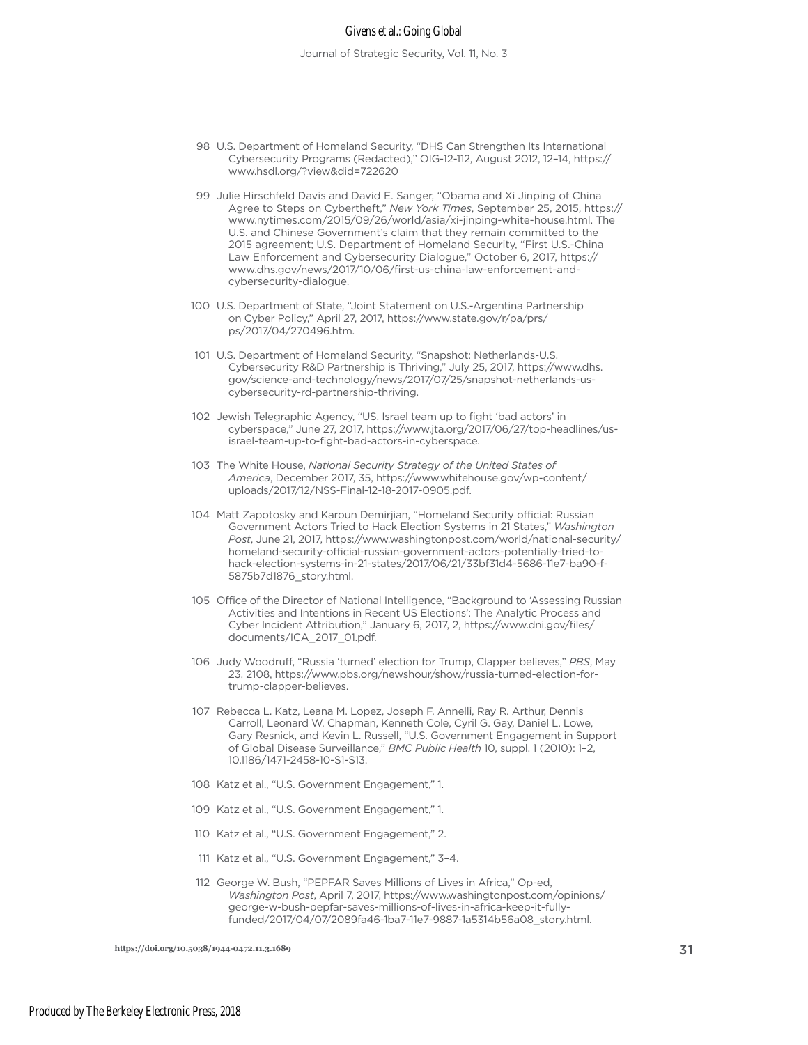98 U.S. Department of Homeland Security, "DHS Can Strengthen Its International Cybersecurity Programs (Redacted)," OIG-12-112, August 2012, 12–14, https://www.hsdl.org/?view&did=722620

99 Julie Hirschfeld Davis and David E. Sanger, "Obama and Xi Jinping of China Agree to Steps on Cybertheft," *New York Times*, September 25, 2015, https://www.nytimes.com/2015/09/26/world/asia/xi-jinping-white-house.html. The U.S. and Chinese Government's claim that they remain committed to the 2015 agreement; U.S. Department of Homeland Security, "First U.S.-China Law Enforcement and Cybersecurity Dialogue," October 6, 2017, https://www.dhs.gov/news/2017/10/06/first-us-china-law-enforcement-and-cybersecurity-dialogue.

100 U.S. Department of State, "Joint Statement on U.S.-Argentina Partnership on Cyber Policy," April 27, 2017, https://www.state.gov/r/pa/prs/ps/2017/04/270496.htm.

101 U.S. Department of Homeland Security, "Snapshot: Netherlands-U.S. Cybersecurity R&D Partnership is Thriving," July 25, 2017, https://www.dhs.gov/science-and-technology/news/2017/07/25/snapshot-netherlands-us-cybersecurity-rd-partnership-thriving.

102 Jewish Telegraphic Agency, "US, Israel team up to fight 'bad actors' in cyberspace," June 27, 2017, https://www.jta.org/2017/06/27/top-headlines/us-israel-team-up-to-fight-bad-actors-in-cyberspace.

103 The White House, *National Security Strategy of the United States of America*, December 2017, 35, https://www.whitehouse.gov/wp-content/uploads/2017/12/NSS-Final-12-18-2017-0905.pdf.

104 Matt Zapotosky and Karoun Demirjian, "Homeland Security official: Russian Government Actors Tried to Hack Election Systems in 21 States," *Washington Post*, June 21, 2017, https://www.washingtonpost.com/world/national-security/homeland-security-official-russian-government-actors-potentially-tried-to-hack-election-systems-in-21-states/2017/06/21/33bf31d4-5686-11e7-ba90-f5875b7d1876_story.html.

105 Office of the Director of National Intelligence, "Background to 'Assessing Russian Activities and Intentions in Recent US Elections': The Analytic Process and Cyber Incident Attribution," January 6, 2017, 2, https://www.dni.gov/files/documents/ICA_2017_01.pdf.

106 Judy Woodruff, "Russia 'turned' election for Trump, Clapper believes," *PBS*, May 23, 2108, https://www.pbs.org/newshour/show/russia-turned-election-for-trump-clapper-believes.

107 Rebecca L. Katz, Leana M. Lopez, Joseph F. Annelli, Ray R. Arthur, Dennis Carroll, Leonard W. Chapman, Kenneth Cole, Cyril G. Gay, Daniel L. Lowe, Gary Resnick, and Kevin L. Russell, "U.S. Government Engagement in Support of Global Disease Surveillance," *BMC Public Health* 10, suppl. 1 (2010): 1–2, 10.1186/1471-2458-10-S1-S13.

108 Katz et al., "U.S. Government Engagement," 1.

109 Katz et al., "U.S. Government Engagement," 1.

110 Katz et al., "U.S. Government Engagement," 2.

111 Katz et al., "U.S. Government Engagement," 3–4.

112 George W. Bush, "PEPFAR Saves Millions of Lives in Africa," Op-ed, *Washington Post*, April 7, 2017, https://www.washingtonpost.com/opinions/george-w-bush-pepfar-saves-millions-of-lives-in-africa-keep-it-fully-funded/2017/04/07/2089fa46-1ba7-11e7-9887-1a5314b56a08_story.html.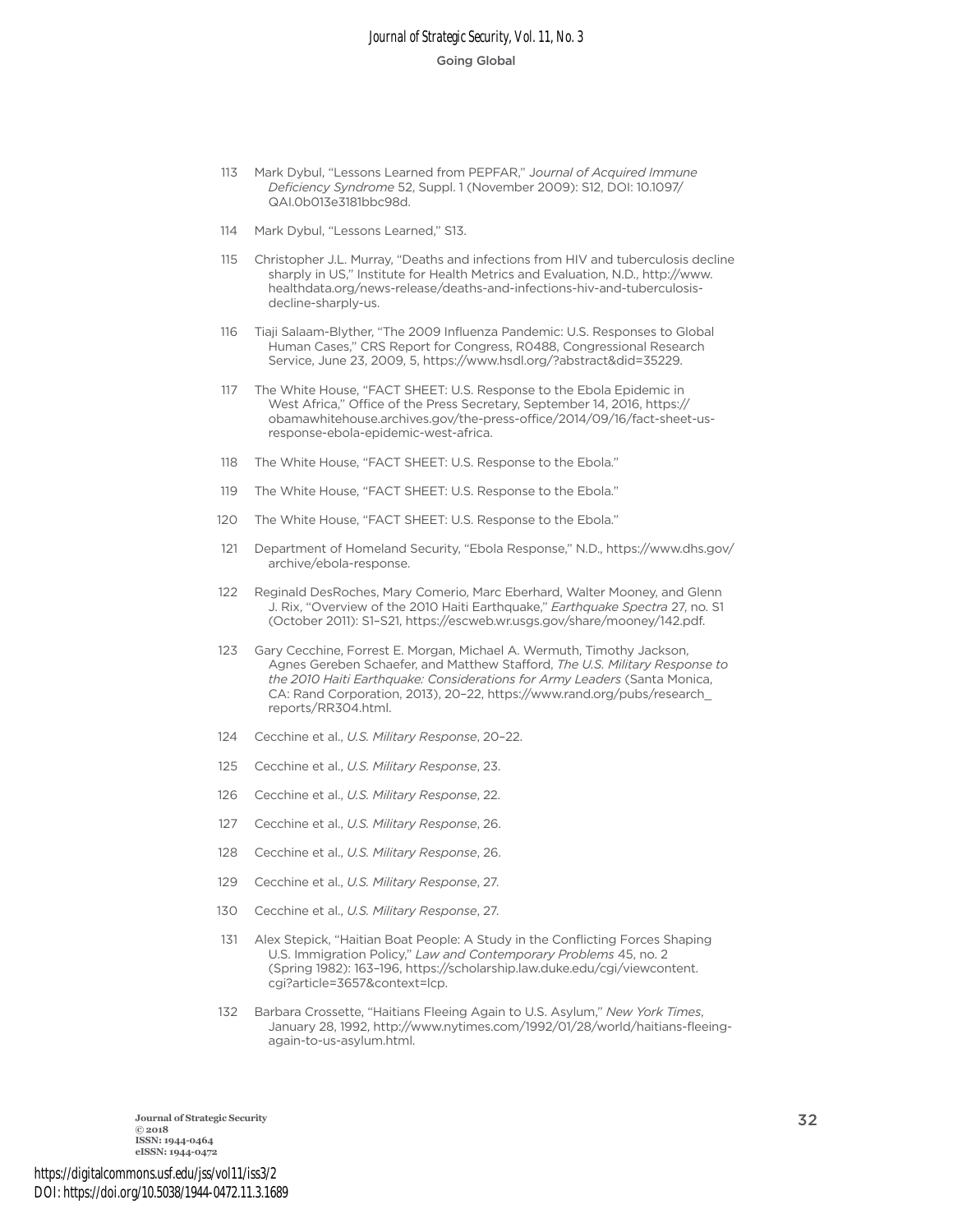113 Mark Dybul, "Lessons Learned from PEPFAR," *Journal of Acquired Immune Deficiency Syndrome* 52, Suppl. 1 (November 2009): S12, DOI: 10.1097/QAI.0b013e3181bbc98d.

114 Mark Dybul, "Lessons Learned," S13.

115 Christopher J.L. Murray, "Deaths and infections from HIV and tuberculosis decline sharply in US," Institute for Health Metrics and Evaluation, N.D., http://www.healthdata.org/news-release/deaths-and-infections-hiv-and-tuberculosis-decline-sharply-us.

116 Tiaji Salaam-Blyther, "The 2009 Influenza Pandemic: U.S. Responses to Global Human Cases," CRS Report for Congress, R0488, Congressional Research Service, June 23, 2009, 5, https://www.hsdl.org/?abstract&did=35229.

117 The White House, "FACT SHEET: U.S. Response to the Ebola Epidemic in West Africa," Office of the Press Secretary, September 14, 2016, https://obamawhitehouse.archives.gov/the-press-office/2014/09/16/fact-sheet-us-response-ebola-epidemic-west-africa.

118 The White House, "FACT SHEET: U.S. Response to the Ebola."

119 The White House, "FACT SHEET: U.S. Response to the Ebola."

120 The White House, "FACT SHEET: U.S. Response to the Ebola."

121 Department of Homeland Security, "Ebola Response," N.D., https://www.dhs.gov/archive/ebola-response.

122 Reginald DesRoches, Mary Comerio, Marc Eberhard, Walter Mooney, and Glenn J. Rix, "Overview of the 2010 Haiti Earthquake," *Earthquake Spectra* 27, no. S1 (October 2011): S1–S21, https://escweb.wr.usgs.gov/share/mooney/142.pdf.

123 Gary Cecchine, Forrest E. Morgan, Michael A. Wermuth, Timothy Jackson, Agnes Gereben Schaefer, and Matthew Stafford, *The U.S. Military Response to the 2010 Haiti Earthquake: Considerations for Army Leaders* (Santa Monica, CA: Rand Corporation, 2013), 20–22, https://www.rand.org/pubs/research_reports/RR304.html.

124 Cecchine et al., *U.S. Military Response*, 20–22.

125 Cecchine et al., *U.S. Military Response*, 23.

126 Cecchine et al., *U.S. Military Response*, 22.

127 Cecchine et al., *U.S. Military Response*, 26.

128 Cecchine et al., *U.S. Military Response*, 26.

129 Cecchine et al., *U.S. Military Response*, 27.

130 Cecchine et al., *U.S. Military Response*, 27.

131 Alex Stepick, "Haitian Boat People: A Study in the Conflicting Forces Shaping U.S. Immigration Policy," *Law and Contemporary Problems* 45, no. 2 (Spring 1982): 163–196, https://scholarship.law.duke.edu/cgi/viewcontent.cgi?article=3657&context=lcp.

132 Barbara Crossette, "Haitians Fleeing Again to U.S. Asylum," *New York Times*, January 28, 1992, http://www.nytimes.com/1992/01/28/world/haitians-fleeing-again-to-us-asylum.html.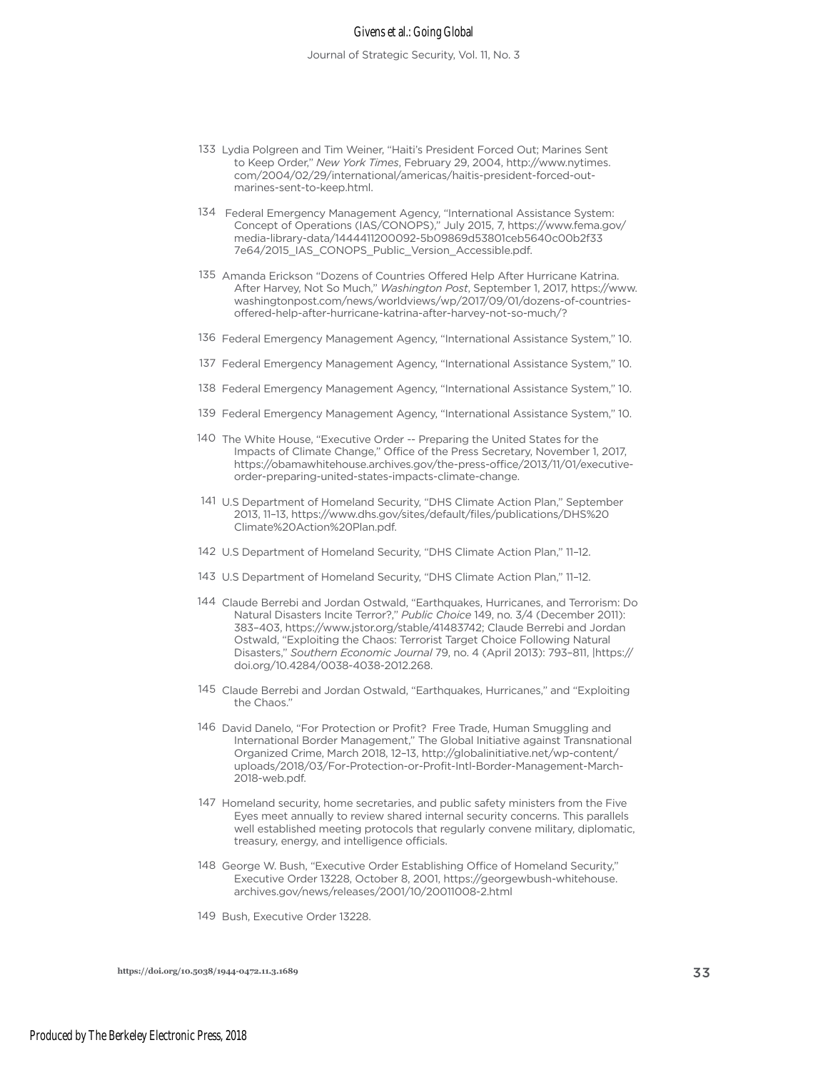133 Lydia Polgreen and Tim Weiner, "Haiti's President Forced Out; Marines Sent to Keep Order," *New York Times*, February 29, 2004, http://www.nytimes.com/2004/02/29/international/americas/haitis-president-forced-out-marines-sent-to-keep.html.

134 Federal Emergency Management Agency, "International Assistance System: Concept of Operations (IAS/CONOPS)," July 2015, 7, https://www.fema.gov/media-library-data/1444411200092-5b09869d53801ceb5640c00b2f33 7e64/2015_IAS_CONOPS_Public_Version_Accessible.pdf.

135 Amanda Erickson "Dozens of Countries Offered Help After Hurricane Katrina. After Harvey, Not So Much," *Washington Post*, September 1, 2017, https://www.washingtonpost.com/news/worldviews/wp/2017/09/01/dozens-of-countries-offered-help-after-hurricane-katrina-after-harvey-not-so-much/?

136 Federal Emergency Management Agency, "International Assistance System," 10.

137 Federal Emergency Management Agency, "International Assistance System," 10.

138 Federal Emergency Management Agency, "International Assistance System," 10.

139 Federal Emergency Management Agency, "International Assistance System," 10.

140 The White House, "Executive Order -- Preparing the United States for the Impacts of Climate Change," Office of the Press Secretary, November 1, 2017, https://obamawhitehouse.archives.gov/the-press-office/2013/11/01/executive-order-preparing-united-states-impacts-climate-change.

141 U.S Department of Homeland Security, "DHS Climate Action Plan," September 2013, 11–13, https://www.dhs.gov/sites/default/files/publications/DHS%20 Climate%20Action%20Plan.pdf.

142 U.S Department of Homeland Security, "DHS Climate Action Plan," 11–12.

143 U.S Department of Homeland Security, "DHS Climate Action Plan," 11–12.

144 Claude Berrebi and Jordan Ostwald, "Earthquakes, Hurricanes, and Terrorism: Do Natural Disasters Incite Terror?," *Public Choice* 149, no. 3/4 (December 2011): 383–403, https://www.jstor.org/stable/41483742; Claude Berrebi and Jordan Ostwald, "Exploiting the Chaos: Terrorist Target Choice Following Natural Disasters," *Southern Economic Journal* 79, no. 4 (April 2013): 793–811, |https://doi.org/10.4284/0038-4038-2012.268.

145 Claude Berrebi and Jordan Ostwald, "Earthquakes, Hurricanes," and "Exploiting the Chaos."

146 David Danelo, "For Protection or Profit? Free Trade, Human Smuggling and International Border Management," The Global Initiative against Transnational Organized Crime, March 2018, 12–13, http://globalinitiative.net/wp-content/uploads/2018/03/For-Protection-or-Profit-Intl-Border-Management-March-2018-web.pdf.

147 Homeland security, home secretaries, and public safety ministers from the Five Eyes meet annually to review shared internal security concerns. This parallels well established meeting protocols that regularly convene military, diplomatic, treasury, energy, and intelligence officials.

148 George W. Bush, "Executive Order Establishing Office of Homeland Security," Executive Order 13228, October 8, 2001, https://georgewbush-whitehouse.archives.gov/news/releases/2001/10/20011008-2.html

149 Bush, Executive Order 13228.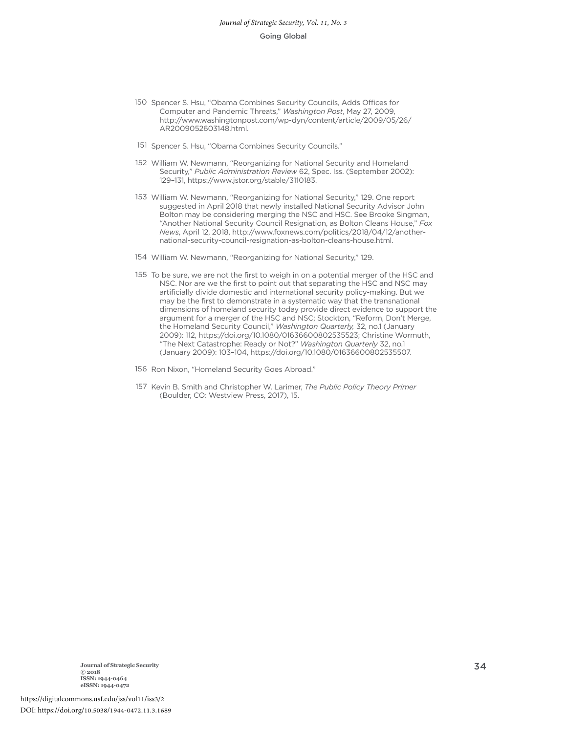150 Spencer S. Hsu, "Obama Combines Security Councils, Adds Offices for Computer and Pandemic Threats," *Washington Post*, May 27, 2009, http://www.washingtonpost.com/wp-dyn/content/article/2009/05/26/AR2009052603148.html.

151 Spencer S. Hsu, "Obama Combines Security Councils."

152 William W. Newmann, "Reorganizing for National Security and Homeland Security," *Public Administration Review* 62, Spec. Iss. (September 2002): 129–131, https://www.jstor.org/stable/3110183.

153 William W. Newmann, "Reorganizing for National Security," 129. One report suggested in April 2018 that newly installed National Security Advisor John Bolton may be considering merging the NSC and HSC. See Brooke Singman, "Another National Security Council Resignation, as Bolton Cleans House," *Fox News*, April 12, 2018, http://www.foxnews.com/politics/2018/04/12/another-national-security-council-resignation-as-bolton-cleans-house.html.

154 William W. Newmann, "Reorganizing for National Security," 129.

155 To be sure, we are not the first to weigh in on a potential merger of the HSC and NSC. Nor are we the first to point out that separating the HSC and NSC may artificially divide domestic and international security policy-making. But we may be the first to demonstrate in a systematic way that the transnational dimensions of homeland security today provide direct evidence to support the argument for a merger of the HSC and NSC; Stockton, "Reform, Don't Merge, the Homeland Security Council," *Washington Quarterly,* 32, no.1 (January 2009): 112, https://doi.org/10.1080/01636600802535523; Christine Wormuth, "The Next Catastrophe: Ready or Not?" *Washington Quarterly* 32, no.1 (January 2009): 103–104, https://doi.org/10.1080/01636600802535507.

156 Ron Nixon, "Homeland Security Goes Abroad."

157 Kevin B. Smith and Christopher W. Larimer, *The Public Policy Theory Primer* (Boulder, CO: Westview Press, 2017), 15.